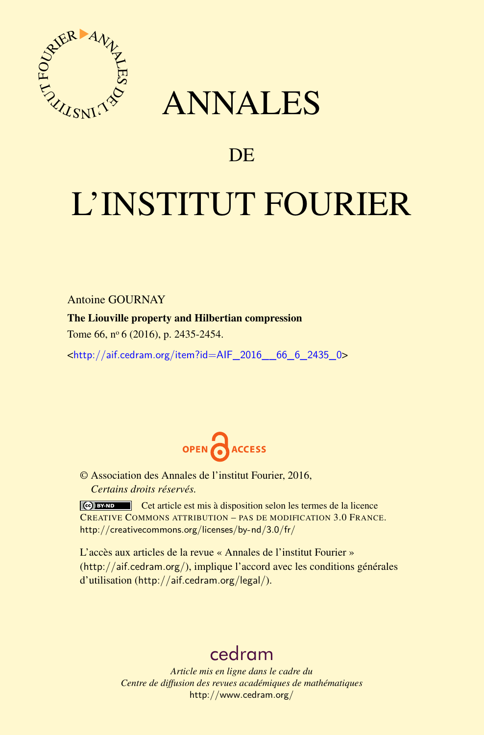# ANNALES

## DE

# L'INSTITUT FOURIER

Antoine GOURNAY

**The Liouville property and Hilbertian compression**

Tome 66, n$^{o}$ 6 (2016), p. 2435-2454.

<http://aif.cedram.org/item?id=AIF_2016__66_6_2435_0>

OPEN ACCESS

© Association des Annales de l'institut Fourier, 2016,
*Certains droits réservés.*

Cet article est mis à disposition selon les termes de la licence
CREATIVE COMMONS ATTRIBUTION – PAS DE MODIFICATION 3.0 FRANCE.
http://creativecommons.org/licenses/by-nd/3.0/fr/

L'accès aux articles de la revue « Annales de l'institut Fourier » (http://aif.cedram.org/), implique l'accord avec les conditions générales d'utilisation (http://aif.cedram.org/legal/).

cedram

*Article mis en ligne dans le cadre du*
*Centre de diffusion des revues académiques de mathématiques*
http://www.cedram.org/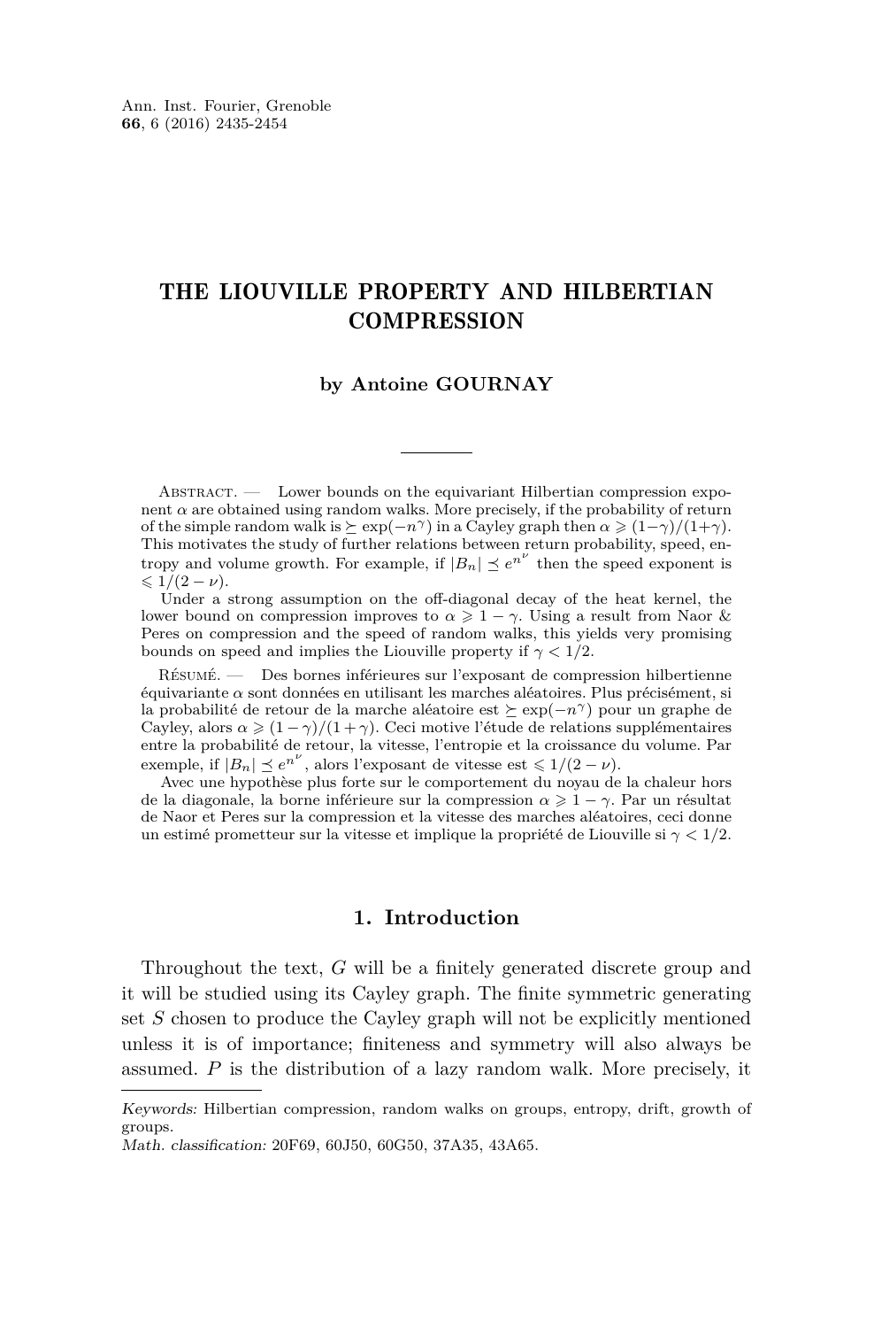# THE LIOUVILLE PROPERTY AND HILBERTIAN COMPRESSION

**by Antoine GOURNAY**

Abstract. — Lower bounds on the equivariant Hilbertian compression exponent $\alpha$ are obtained using random walks. More precisely, if the probability of return of the simple random walk is $\succeq \exp(-n^\gamma)$ in a Cayley graph then $\alpha \geqslant (1-\gamma)/(1+\gamma)$. This motivates the study of further relations between return probability, speed, entropy and volume growth. For example, if $|B_n| \preceq e^{n^\nu}$ then the speed exponent is $\leqslant 1/(2-\nu)$.

Under a strong assumption on the off-diagonal decay of the heat kernel, the lower bound on compression improves to $\alpha \geqslant 1-\gamma$. Using a result from Naor & Peres on compression and the speed of random walks, this yields very promising bounds on speed and implies the Liouville property if $\gamma < 1/2$.

Résumé. — Des bornes inférieures sur l'exposant de compression hilbertienne équivariante $\alpha$ sont données en utilisant les marches aléatoires. Plus précisément, si la probabilité de retour de la marche aléatoire est $\succeq \exp(-n^\gamma)$ pour un graphe de Cayley, alors $\alpha \geqslant (1-\gamma)/(1+\gamma)$. Ceci motive l'étude de relations supplémentaires entre la probabilité de retour, la vitesse, l'entropie et la croissance du volume. Par exemple, if $|B_n| \preceq e^{n^\nu}$, alors l'exposant de vitesse est $\leqslant 1/(2-\nu)$.

Avec une hypothèse plus forte sur le comportement du noyau de la chaleur hors de la diagonale, la borne inférieure sur la compression $\alpha \geqslant 1-\gamma$. Par un résultat de Naor et Peres sur la compression et la vitesse des marches aléatoires, ceci donne un estimé prometteur sur la vitesse et implique la propriété de Liouville si $\gamma < 1/2$.

## 1. Introduction

Throughout the text, $G$ will be a finitely generated discrete group and it will be studied using its Cayley graph. The finite symmetric generating set $S$ chosen to produce the Cayley graph will not be explicitly mentioned unless it is of importance; finiteness and symmetry will also always be assumed. $P$ is the distribution of a lazy random walk. More precisely, it

*Keywords:* Hilbertian compression, random walks on groups, entropy, drift, growth of groups.
*Math. classification:* 20F69, 60J50, 60G50, 37A35, 43A65.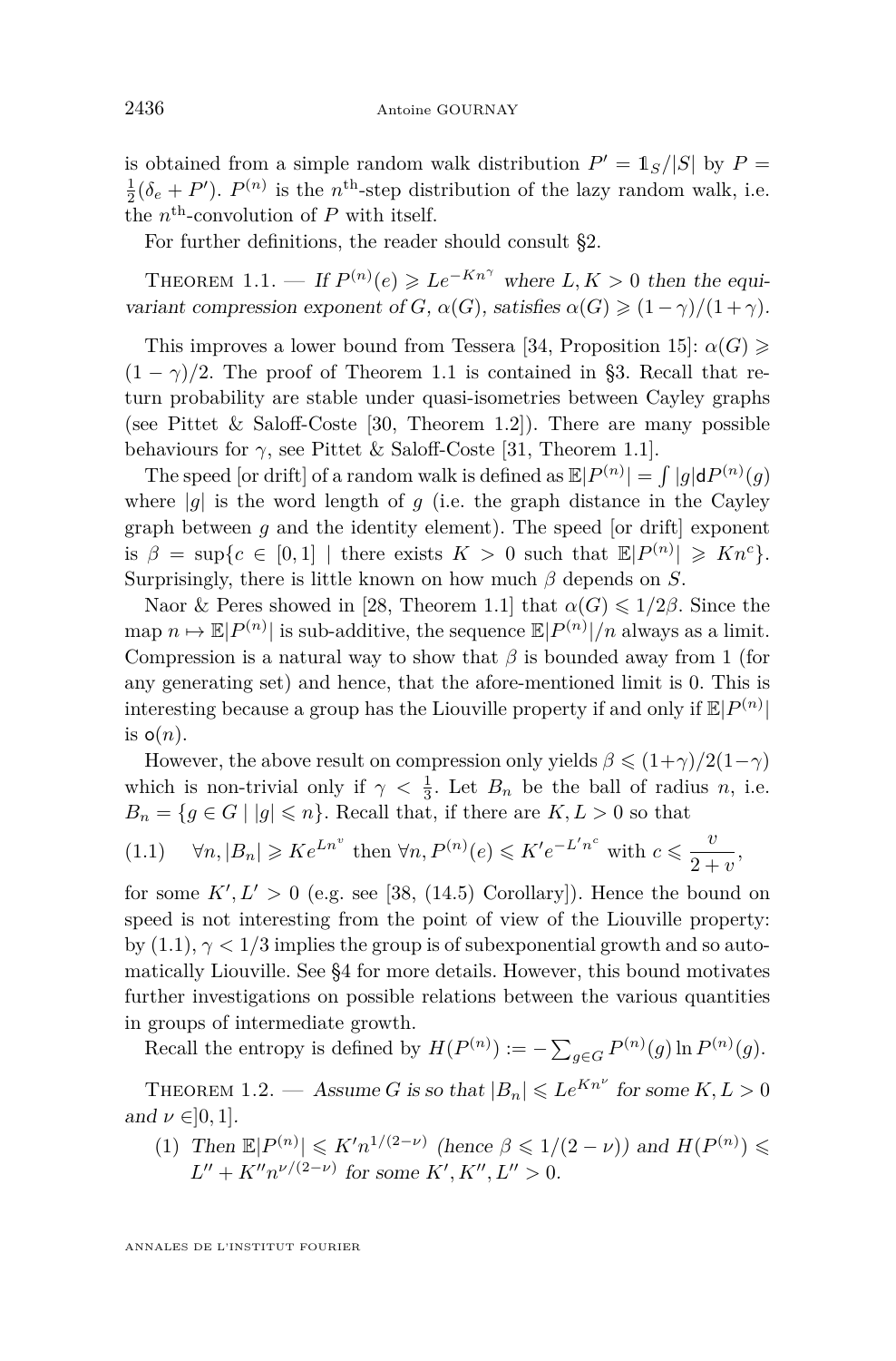is obtained from a simple random walk distribution $P' = \mathbb{1}_S/|S|$ by $P = \frac{1}{2}(\delta_e + P')$. $P^{(n)}$ is the $n^{\text{th}}$-step distribution of the lazy random walk, i.e. the $n^{\text{th}}$-convolution of $P$ with itself.

For further definitions, the reader should consult §2.

Theorem 1.1. — *If $P^{(n)}(e) \geqslant Le^{-Kn^{\gamma}}$ where $L, K > 0$ then the equivariant compression exponent of $G$, $\alpha(G)$, satisfies $\alpha(G) \geqslant (1-\gamma)/(1+\gamma)$.*

This improves a lower bound from Tessera [34, Proposition 15]: $\alpha(G) \geqslant (1-\gamma)/2$. The proof of Theorem 1.1 is contained in §3. Recall that return probability are stable under quasi-isometries between Cayley graphs (see Pittet & Saloff-Coste [30, Theorem 1.2]). There are many possible behaviours for $\gamma$, see Pittet & Saloff-Coste [31, Theorem 1.1].

The speed [or drift] of a random walk is defined as $\mathbb{E}|P^{(n)}| = \int |g| \mathsf{d}P^{(n)}(g)$ where $|g|$ is the word length of $g$ (i.e. the graph distance in the Cayley graph between $g$ and the identity element). The speed [or drift] exponent is $\beta = \sup\{c \in [0,1] \mid \text{there exists } K > 0 \text{ such that } \mathbb{E}|P^{(n)}| \geqslant Kn^c\}$. Surprisingly, there is little known on how much $\beta$ depends on $S$.

Naor & Peres showed in [28, Theorem 1.1] that $\alpha(G) \leqslant 1/2\beta$. Since the map $n \mapsto \mathbb{E}|P^{(n)}|$ is sub-additive, the sequence $\mathbb{E}|P^{(n)}|/n$ always as a limit. Compression is a natural way to show that $\beta$ is bounded away from 1 (for any generating set) and hence, that the afore-mentioned limit is 0. This is interesting because a group has the Liouville property if and only if $\mathbb{E}|P^{(n)}|$ is $\mathsf{o}(n)$.

However, the above result on compression only yields $\beta \leqslant (1+\gamma)/2(1-\gamma)$ which is non-trivial only if $\gamma < \frac{1}{3}$. Let $B_n$ be the ball of radius $n$, i.e. $B_n = \{g \in G \mid |g| \leqslant n\}$. Recall that, if there are $K, L > 0$ so that

$$\text{(1.1)} \qquad \forall n, |B_n| \geqslant Ke^{Ln^v} \text{ then } \forall n, P^{(n)}(e) \leqslant K'e^{-L'n^c} \text{ with } c \leqslant \frac{v}{2+v},$$

for some $K', L' > 0$ (e.g. see [38, (14.5) Corollary]). Hence the bound on speed is not interesting from the point of view of the Liouville property: by (1.1), $\gamma < 1/3$ implies the group is of subexponential growth and so automatically Liouville. See §4 for more details. However, this bound motivates further investigations on possible relations between the various quantities in groups of intermediate growth.

Recall the entropy is defined by $H(P^{(n)}) := -\sum_{g \in G} P^{(n)}(g) \ln P^{(n)}(g)$.

Theorem 1.2. — *Assume $G$ is so that $|B_n| \leqslant Le^{Kn^{\nu}}$ for some $K, L > 0$ and $\nu \in ]0,1]$.*

1. *Then $\mathbb{E}|P^{(n)}| \leqslant K'n^{1/(2-\nu)}$ (hence $\beta \leqslant 1/(2-\nu)$) and $H(P^{(n)}) \leqslant L'' + K''n^{\nu/(2-\nu)}$ for some $K', K'', L'' > 0$.*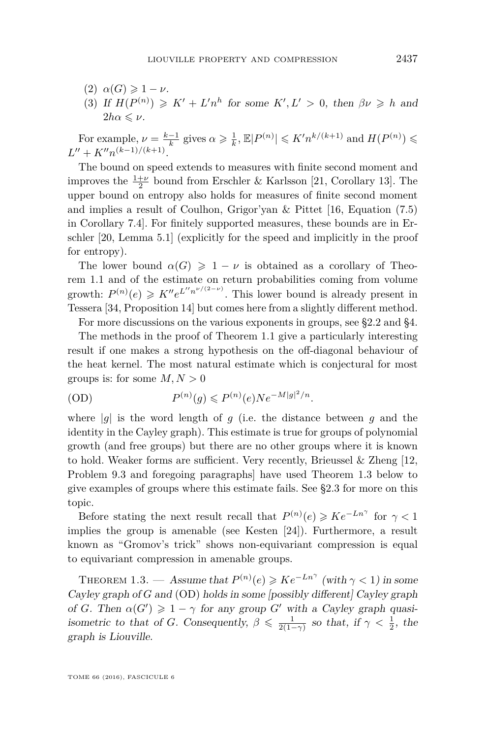(2) $\alpha(G) \geqslant 1 - \nu$.

(3) *If* $H(P^{(n)}) \geqslant K' + L' n^h$ *for some* $K', L' > 0$*, then* $\beta\nu \geqslant h$ *and* $2h\alpha \leqslant \nu$.

For example, $\nu = \frac{k-1}{k}$ gives $\alpha \geqslant \frac{1}{k}$, $\mathbb{E}|P^{(n)}| \leqslant K' n^{k/(k+1)}$ and $H(P^{(n)}) \leqslant L'' + K'' n^{(k-1)/(k+1)}$.

The bound on speed extends to measures with finite second moment and improves the $\frac{1+\nu}{2}$ bound from Erschler & Karlsson [21, Corollary 13]. The upper bound on entropy also holds for measures of finite second moment and implies a result of Coulhon, Grigor'yan & Pittet [16, Equation (7.5) in Corollary 7.4]. For finitely supported measures, these bounds are in Erschler [20, Lemma 5.1] (explicitly for the speed and implicitly in the proof for entropy).

The lower bound $\alpha(G) \geqslant 1 - \nu$ is obtained as a corollary of Theorem 1.1 and of the estimate on return probabilities coming from volume growth: $P^{(n)}(e) \geqslant K'' e^{L'' n^{\nu/(2-\nu)}}$. This lower bound is already present in Tessera [34, Proposition 14] but comes here from a slightly different method.

For more discussions on the various exponents in groups, see §2.2 and §4.

The methods in the proof of Theorem 1.1 give a particularly interesting result if one makes a strong hypothesis on the off-diagonal behaviour of the heat kernel. The most natural estimate which is conjectural for most groups is: for some $M, N > 0$

$$P^{(n)}(g) \leqslant P^{(n)}(e) N e^{-M|g|^2/n}. \tag{OD}$$

where $|g|$ is the word length of $g$ (i.e. the distance between $g$ and the identity in the Cayley graph). This estimate is true for groups of polynomial growth (and free groups) but there are no other groups where it is known to hold. Weaker forms are sufficient. Very recently, Brieussel & Zheng [12, Problem 9.3 and foregoing paragraphs] have used Theorem 1.3 below to give examples of groups where this estimate fails. See §2.3 for more on this topic.

Before stating the next result recall that $P^{(n)}(e) \geqslant K e^{-L n^{\gamma}}$ for $\gamma < 1$ implies the group is amenable (see Kesten [24]). Furthermore, a result known as "Gromov's trick" shows non-equivariant compression is equal to equivariant compression in amenable groups.

Theorem 1.3. — *Assume that* $P^{(n)}(e) \geqslant K e^{-L n^{\gamma}}$ *(with* $\gamma < 1$*) in some Cayley graph of* $G$ *and* (OD) *holds in some [possibly different] Cayley graph of* $G$*. Then* $\alpha(G') \geqslant 1 - \gamma$ *for any group* $G'$ *with a Cayley graph quasi-isometric to that of* $G$*. Consequently,* $\beta \leqslant \frac{1}{2(1-\gamma)}$ *so that, if* $\gamma < \frac{1}{2}$*, the graph is Liouville.*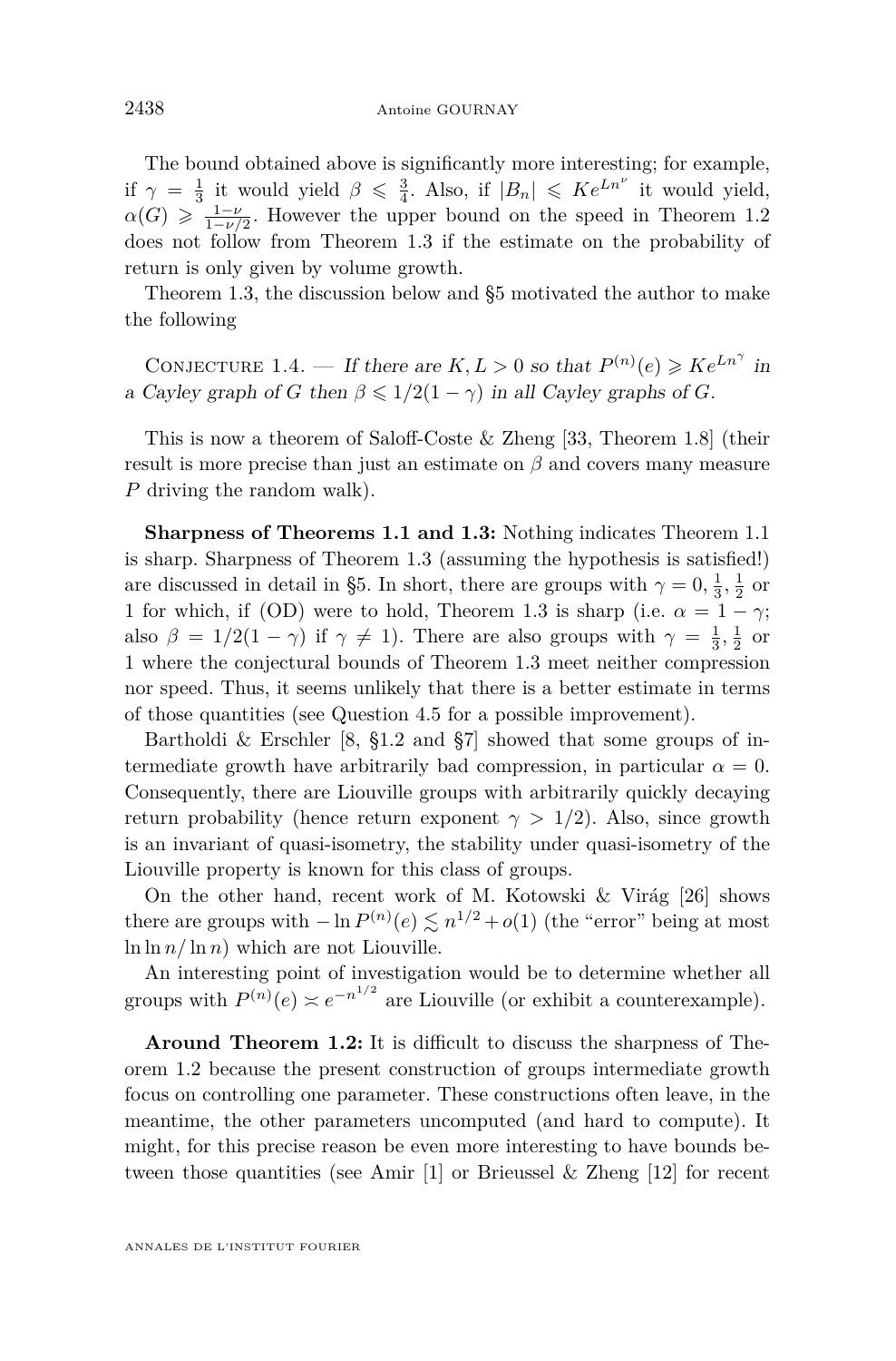The bound obtained above is significantly more interesting; for example, if $\gamma = \frac{1}{3}$ it would yield $\beta \leqslant \frac{3}{4}$. Also, if $|B_n| \leqslant Ke^{Ln^{\nu}}$ it would yield, $\alpha(G) \geqslant \frac{1-\nu}{1-\nu/2}$. However the upper bound on the speed in Theorem 1.2 does not follow from Theorem 1.3 if the estimate on the probability of return is only given by volume growth.

Theorem 1.3, the discussion below and §5 motivated the author to make the following

Conjecture 1.4. — *If there are $K, L > 0$ so that $P^{(n)}(e) \geqslant Ke^{Ln^{\gamma}}$ in a Cayley graph of $G$ then $\beta \leqslant 1/2(1-\gamma)$ in all Cayley graphs of $G$.*

This is now a theorem of Saloff-Coste & Zheng [33, Theorem 1.8] (their result is more precise than just an estimate on $\beta$ and covers many measure $P$ driving the random walk).

**Sharpness of Theorems 1.1 and 1.3:** Nothing indicates Theorem 1.1 is sharp. Sharpness of Theorem 1.3 (assuming the hypothesis is satisfied!) are discussed in detail in §5. In short, there are groups with $\gamma = 0, \frac{1}{3}, \frac{1}{2}$ or 1 for which, if (OD) were to hold, Theorem 1.3 is sharp (i.e. $\alpha = 1 - \gamma$; also $\beta = 1/2(1-\gamma)$ if $\gamma \neq 1$). There are also groups with $\gamma = \frac{1}{3}, \frac{1}{2}$ or 1 where the conjectural bounds of Theorem 1.3 meet neither compression nor speed. Thus, it seems unlikely that there is a better estimate in terms of those quantities (see Question 4.5 for a possible improvement).

Bartholdi & Erschler [8, §1.2 and §7] showed that some groups of intermediate growth have arbitrarily bad compression, in particular $\alpha = 0$. Consequently, there are Liouville groups with arbitrarily quickly decaying return probability (hence return exponent $\gamma > 1/2$). Also, since growth is an invariant of quasi-isometry, the stability under quasi-isometry of the Liouville property is known for this class of groups.

On the other hand, recent work of M. Kotowski & Virág [26] shows there are groups with $-\ln P^{(n)}(e) \lesssim n^{1/2} + o(1)$ (the "error" being at most $\ln\ln n/\ln n$) which are not Liouville.

An interesting point of investigation would be to determine whether all groups with $P^{(n)}(e) \asymp e^{-n^{1/2}}$ are Liouville (or exhibit a counterexample).

**Around Theorem 1.2:** It is difficult to discuss the sharpness of Theorem 1.2 because the present construction of groups intermediate growth focus on controlling one parameter. These constructions often leave, in the meantime, the other parameters uncomputed (and hard to compute). It might, for this precise reason be even more interesting to have bounds between those quantities (see Amir [1] or Brieussel & Zheng [12] for recent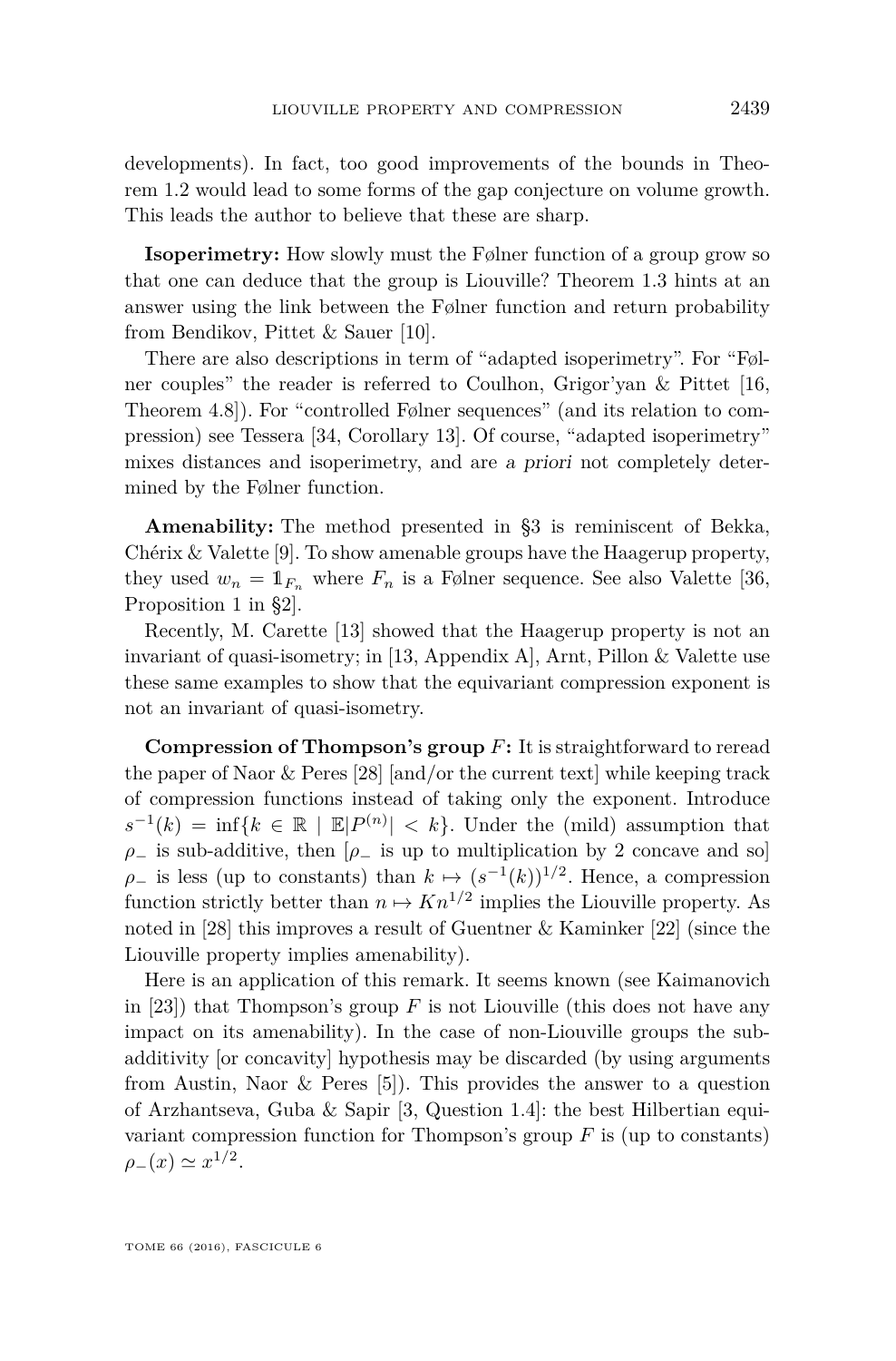developments). In fact, too good improvements of the bounds in Theorem 1.2 would lead to some forms of the gap conjecture on volume growth. This leads the author to believe that these are sharp.

**Isoperimetry:** How slowly must the Følner function of a group grow so that one can deduce that the group is Liouville? Theorem 1.3 hints at an answer using the link between the Følner function and return probability from Bendikov, Pittet & Sauer [10].

There are also descriptions in term of "adapted isoperimetry". For "Følner couples" the reader is referred to Coulhon, Grigor'yan & Pittet [16, Theorem 4.8]). For "controlled Følner sequences" (and its relation to compression) see Tessera [34, Corollary 13]. Of course, "adapted isoperimetry" mixes distances and isoperimetry, and are *a priori* not completely determined by the Følner function.

**Amenability:** The method presented in §3 is reminiscent of Bekka, Chérix & Valette [9]. To show amenable groups have the Haagerup property, they used $w_n = \mathbb{1}_{F_n}$ where $F_n$ is a Følner sequence. See also Valette [36, Proposition 1 in §2].

Recently, M. Carette [13] showed that the Haagerup property is not an invariant of quasi-isometry; in [13, Appendix A], Arnt, Pillon & Valette use these same examples to show that the equivariant compression exponent is not an invariant of quasi-isometry.

**Compression of Thompson's group $F$:** It is straightforward to reread the paper of Naor & Peres [28] [and/or the current text] while keeping track of compression functions instead of taking only the exponent. Introduce $s^{-1}(k) = \inf\{k \in \mathbb{R} \mid \mathbb{E}|P^{(n)}| < k\}$. Under the (mild) assumption that $\rho_-$ is sub-additive, then [$\rho_-$ is up to multiplication by 2 concave and so] $\rho_-$ is less (up to constants) than $k \mapsto (s^{-1}(k))^{1/2}$. Hence, a compression function strictly better than $n \mapsto Kn^{1/2}$ implies the Liouville property. As noted in [28] this improves a result of Guentner & Kaminker [22] (since the Liouville property implies amenability).

Here is an application of this remark. It seems known (see Kaimanovich in [23]) that Thompson's group $F$ is not Liouville (this does not have any impact on its amenability). In the case of non-Liouville groups the sub-additivity [or concavity] hypothesis may be discarded (by using arguments from Austin, Naor & Peres [5]). This provides the answer to a question of Arzhantseva, Guba & Sapir [3, Question 1.4]: the best Hilbertian equivariant compression function for Thompson's group $F$ is (up to constants) $\rho_-(x) \simeq x^{1/2}$.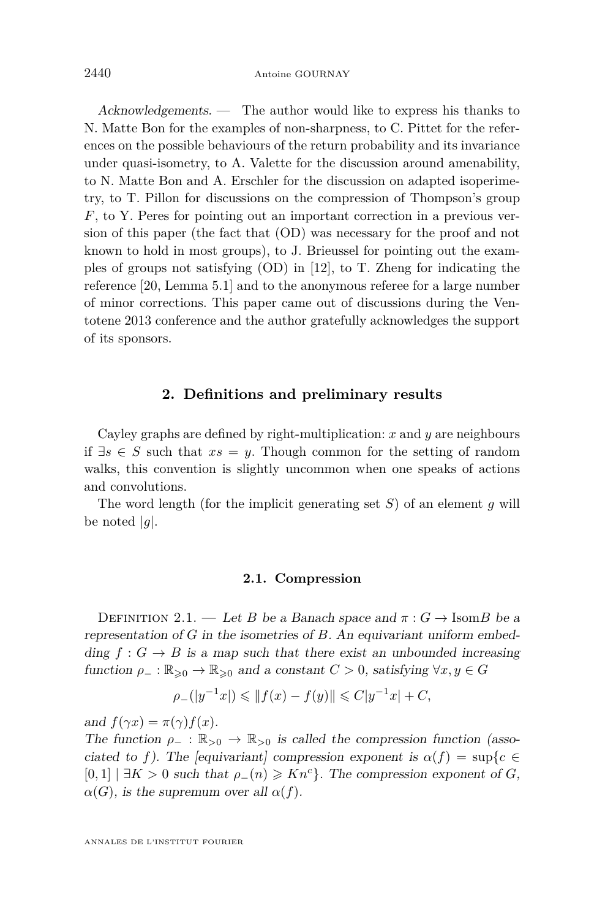*Acknowledgements.* — The author would like to express his thanks to N. Matte Bon for the examples of non-sharpness, to C. Pittet for the references on the possible behaviours of the return probability and its invariance under quasi-isometry, to A. Valette for the discussion around amenability, to N. Matte Bon and A. Erschler for the discussion on adapted isoperimetry, to T. Pillon for discussions on the compression of Thompson's group $F$, to Y. Peres for pointing out an important correction in a previous version of this paper (the fact that (OD) was necessary for the proof and not known to hold in most groups), to J. Brieussel for pointing out the examples of groups not satisfying (OD) in [12], to T. Zheng for indicating the reference [20, Lemma 5.1] and to the anonymous referee for a large number of minor corrections. This paper came out of discussions during the Ventotene 2013 conference and the author gratefully acknowledges the support of its sponsors.

## 2. Definitions and preliminary results

Cayley graphs are defined by right-multiplication: $x$ and $y$ are neighbours if $\exists s \in S$ such that $xs = y$. Though common for the setting of random walks, this convention is slightly uncommon when one speaks of actions and convolutions.

The word length (for the implicit generating set $S$) of an element $g$ will be noted $|g|$.

### 2.1. Compression

Definition 2.1. — *Let $B$ be a Banach space and $\pi : G \to \mathrm{Isom} B$ be a representation of $G$ in the isometries of $B$. An equivariant uniform embedding $f : G \to B$ is a map such that there exist an unbounded increasing function $\rho_- : \mathbb{R}_{\geqslant 0} \to \mathbb{R}_{\geqslant 0}$ and a constant $C > 0$, satisfying $\forall x, y \in G$*

$$\rho_-(|y^{-1}x|) \leqslant \|f(x) - f(y)\| \leqslant C|y^{-1}x| + C,$$

*and $f(\gamma x) = \pi(\gamma) f(x)$.*
*The function $\rho_- : \mathbb{R}_{>0} \to \mathbb{R}_{>0}$ is called the compression function (associated to $f$). The [equivariant] compression exponent is $\alpha(f) = \sup\{c \in [0,1] \mid \exists K > 0$ such that $\rho_-(n) \geqslant K n^c\}$. The compression exponent of $G$, $\alpha(G)$, is the supremum over all $\alpha(f)$.*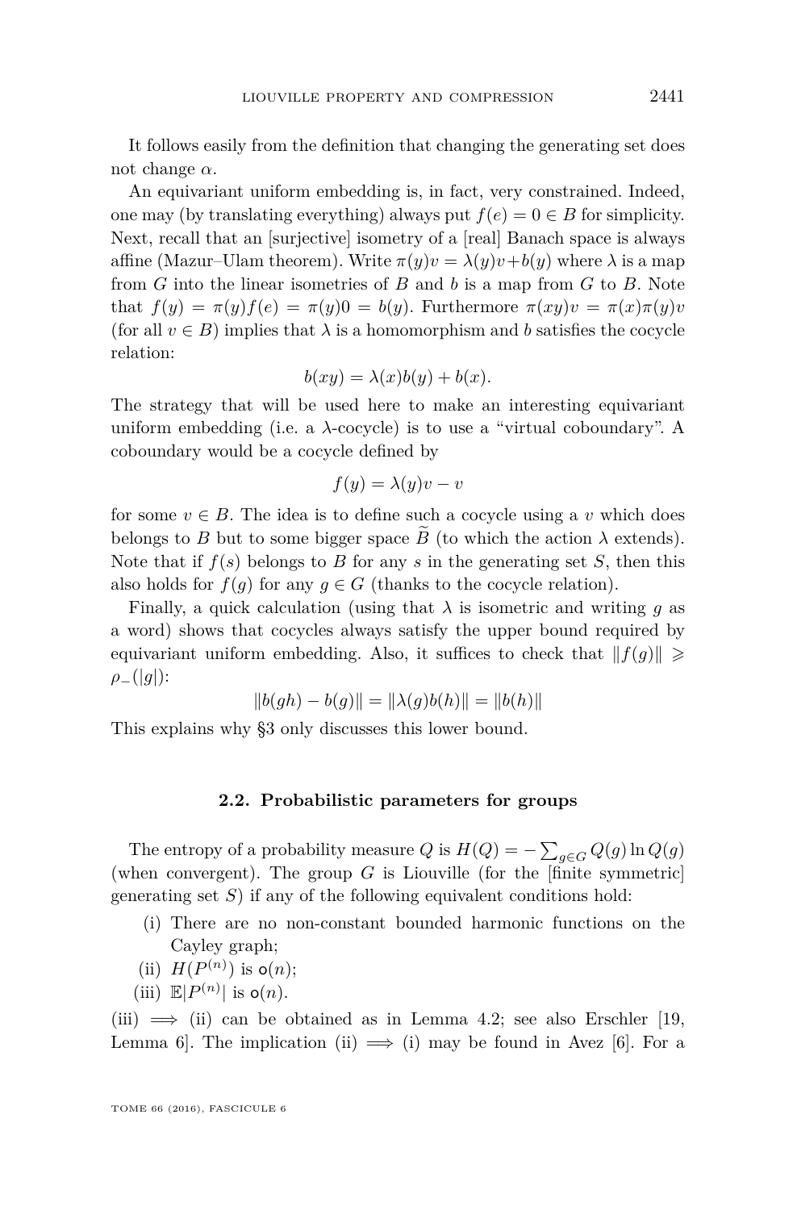It follows easily from the definition that changing the generating set does not change $\alpha$.

An equivariant uniform embedding is, in fact, very constrained. Indeed, one may (by translating everything) always put $f(e) = 0 \in B$ for simplicity. Next, recall that an [surjective] isometry of a [real] Banach space is always affine (Mazur–Ulam theorem). Write $\pi(y)v = \lambda(y)v + b(y)$ where $\lambda$ is a map from $G$ into the linear isometries of $B$ and $b$ is a map from $G$ to $B$. Note that $f(y) = \pi(y)f(e) = \pi(y)0 = b(y)$. Furthermore $\pi(xy)v = \pi(x)\pi(y)v$ (for all $v \in B$) implies that $\lambda$ is a homomorphism and $b$ satisfies the cocycle relation:

$$b(xy) = \lambda(x)b(y) + b(x).$$

The strategy that will be used here to make an interesting equivariant uniform embedding (i.e. a $\lambda$-cocycle) is to use a "virtual coboundary". A coboundary would be a cocycle defined by

$$f(y) = \lambda(y)v - v$$

for some $v \in B$. The idea is to define such a cocycle using a $v$ which does belongs to $B$ but to some bigger space $\widetilde{B}$ (to which the action $\lambda$ extends). Note that if $f(s)$ belongs to $B$ for any $s$ in the generating set $S$, then this also holds for $f(g)$ for any $g \in G$ (thanks to the cocycle relation).

Finally, a quick calculation (using that $\lambda$ is isometric and writing $g$ as a word) shows that cocycles always satisfy the upper bound required by equivariant uniform embedding. Also, it suffices to check that $\|f(g)\| \geqslant \rho_-(|g|)$:

$$\|b(gh) - b(g)\| = \|\lambda(g)b(h)\| = \|b(h)\|$$

This explains why §3 only discusses this lower bound.

### 2.2. Probabilistic parameters for groups

The entropy of a probability measure $Q$ is $H(Q) = -\sum_{g \in G} Q(g) \ln Q(g)$ (when convergent). The group $G$ is Liouville (for the [finite symmetric] generating set $S$) if any of the following equivalent conditions hold:

(i) There are no non-constant bounded harmonic functions on the Cayley graph;

(ii) $H(P^{(n)})$ is $\mathsf{o}(n)$;

(iii) $\mathbb{E}|P^{(n)}|$ is $\mathsf{o}(n)$.

(iii) $\implies$ (ii) can be obtained as in Lemma 4.2; see also Erschler [19, Lemma 6]. The implication (ii) $\implies$ (i) may be found in Avez [6]. For a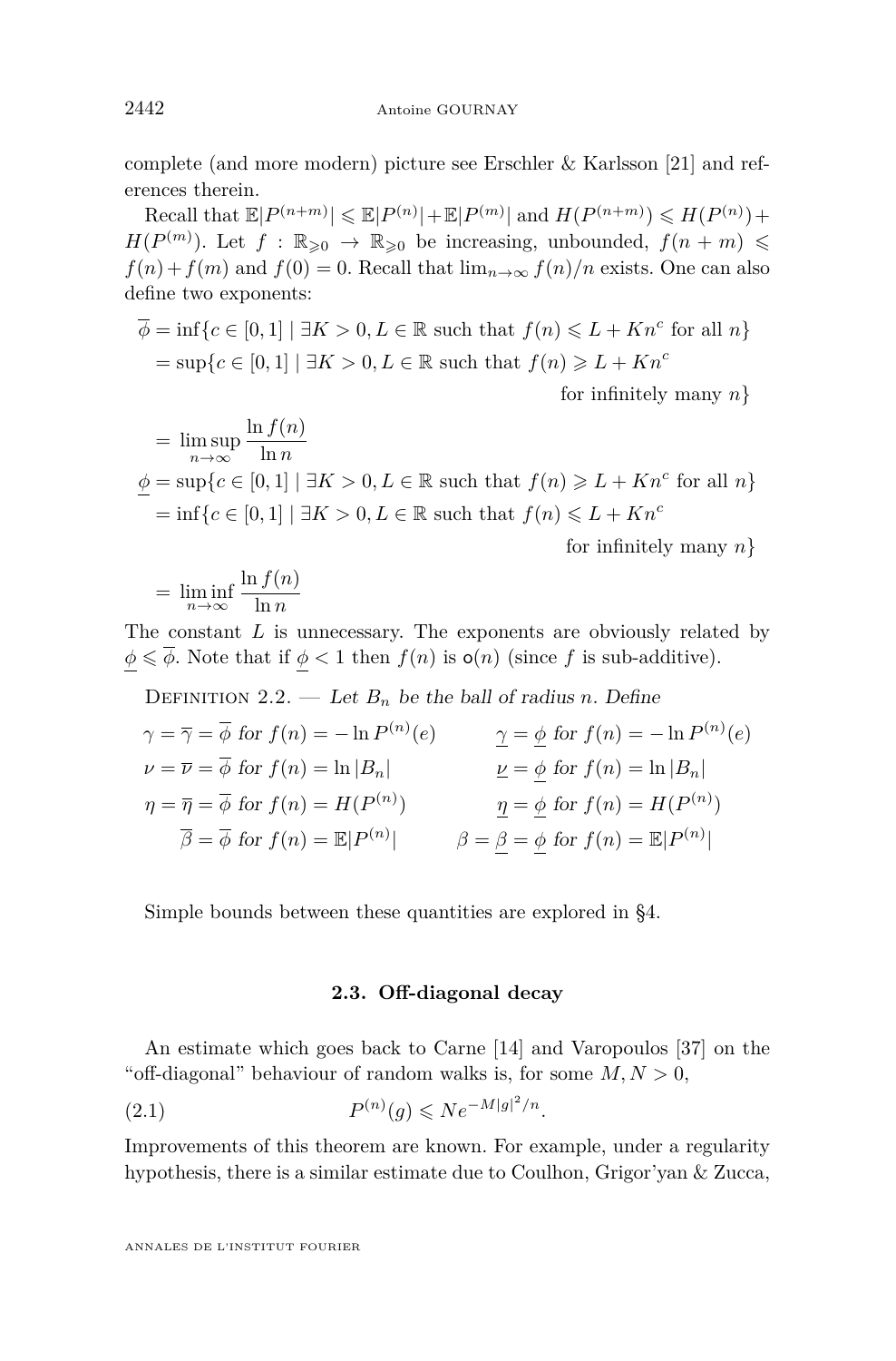complete (and more modern) picture see Erschler & Karlsson [21] and references therein.

Recall that $\mathbb{E}|P^{(n+m)}| \leqslant \mathbb{E}|P^{(n)}| + \mathbb{E}|P^{(m)}|$ and $H(P^{(n+m)}) \leqslant H(P^{(n)}) + H(P^{(m)})$. Let $f : \mathbb{R}_{\geqslant 0} \to \mathbb{R}_{\geqslant 0}$ be increasing, unbounded, $f(n+m) \leqslant f(n) + f(m)$ and $f(0) = 0$. Recall that $\lim_{n\to\infty} f(n)/n$ exists. One can also define two exponents:

$$
\begin{aligned}
\overline{\phi} &= \inf\{c \in [0,1] \mid \exists K > 0, L \in \mathbb{R} \text{ such that } f(n) \leqslant L + Kn^c \text{ for all } n\} \\
&= \sup\{c \in [0,1] \mid \exists K > 0, L \in \mathbb{R} \text{ such that } f(n) \geqslant L + Kn^c \\
&\qquad\qquad\qquad\qquad\qquad\qquad\qquad\qquad \text{for infinitely many } n\} \\
&= \limsup_{n\to\infty} \frac{\ln f(n)}{\ln n} \\
\underline{\phi} &= \sup\{c \in [0,1] \mid \exists K > 0, L \in \mathbb{R} \text{ such that } f(n) \geqslant L + Kn^c \text{ for all } n\} \\
&= \inf\{c \in [0,1] \mid \exists K > 0, L \in \mathbb{R} \text{ such that } f(n) \leqslant L + Kn^c \\
&\qquad\qquad\qquad\qquad\qquad\qquad\qquad\qquad \text{for infinitely many } n\} \\
&= \liminf_{n\to\infty} \frac{\ln f(n)}{\ln n}
\end{aligned}
$$

The constant $L$ is unnecessary. The exponents are obviously related by $\underline{\phi} \leqslant \overline{\phi}$. Note that if $\underline{\phi} < 1$ then $f(n)$ is $\mathsf{o}(n)$ (since $f$ is sub-additive).

Definition 2.2. — *Let $B_n$ be the ball of radius $n$. Define*

$$
\begin{aligned}
&\gamma = \overline{\gamma} = \overline{\phi} \text{ for } f(n) = -\ln P^{(n)}(e) &&\underline{\gamma} = \underline{\phi} \text{ for } f(n) = -\ln P^{(n)}(e) \\
&\nu = \overline{\nu} = \overline{\phi} \text{ for } f(n) = \ln |B_n| &&\underline{\nu} = \underline{\phi} \text{ for } f(n) = \ln |B_n| \\
&\eta = \overline{\eta} = \overline{\phi} \text{ for } f(n) = H(P^{(n)}) &&\underline{\eta} = \underline{\phi} \text{ for } f(n) = H(P^{(n)}) \\
&\overline{\beta} = \overline{\phi} \text{ for } f(n) = \mathbb{E}|P^{(n)}| &&\beta = \underline{\beta} = \underline{\phi} \text{ for } f(n) = \mathbb{E}|P^{(n)}|
\end{aligned}
$$

Simple bounds between these quantities are explored in §4.

### 2.3. Off-diagonal decay

An estimate which goes back to Carne [14] and Varopoulos [37] on the "off-diagonal" behaviour of random walks is, for some $M, N > 0$,

$$
P^{(n)}(g) \leqslant N e^{-M|g|^2/n}. \tag{2.1}
$$

Improvements of this theorem are known. For example, under a regularity hypothesis, there is a similar estimate due to Coulhon, Grigor'yan & Zucca,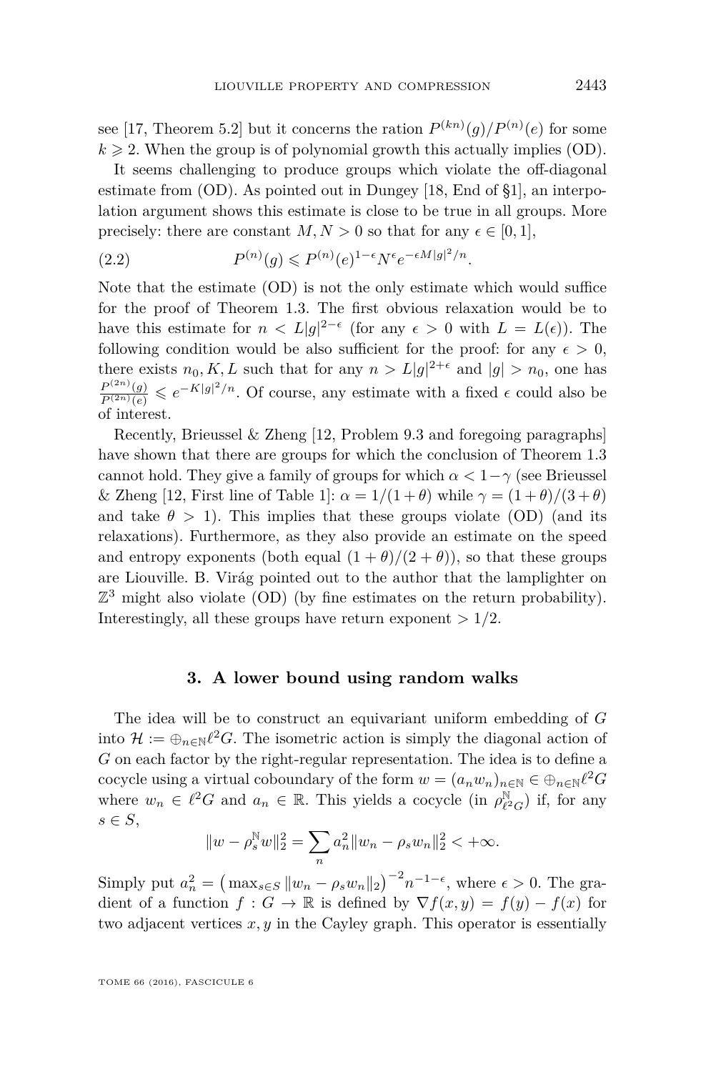see [17, Theorem 5.2] but it concerns the ration $P^{(kn)}(g)/P^{(n)}(e)$ for some $k \geqslant 2$. When the group is of polynomial growth this actually implies (OD).

It seems challenging to produce groups which violate the off-diagonal estimate from (OD). As pointed out in Dungey [18, End of §1], an interpolation argument shows this estimate is close to be true in all groups. More precisely: there are constant $M, N > 0$ so that for any $\epsilon \in [0, 1]$,

$$P^{(n)}(g) \leqslant P^{(n)}(e)^{1-\epsilon} N^{\epsilon} e^{-\epsilon M|g|^2/n}. \tag{2.2}$$

Note that the estimate (OD) is not the only estimate which would suffice for the proof of Theorem 1.3. The first obvious relaxation would be to have this estimate for $n < L|g|^{2-\epsilon}$ (for any $\epsilon > 0$ with $L = L(\epsilon)$). The following condition would be also sufficient for the proof: for any $\epsilon > 0$, there exists $n_0, K, L$ such that for any $n > L|g|^{2+\epsilon}$ and $|g| > n_0$, one has $\frac{P^{(2n)}(g)}{P^{(2n)}(e)} \leqslant e^{-K|g|^2/n}$. Of course, any estimate with a fixed $\epsilon$ could also be of interest.

Recently, Brieussel & Zheng [12, Problem 9.3 and foregoing paragraphs] have shown that there are groups for which the conclusion of Theorem 1.3 cannot hold. They give a family of groups for which $\alpha < 1-\gamma$ (see Brieussel & Zheng [12, First line of Table 1]: $\alpha = 1/(1+\theta)$ while $\gamma = (1+\theta)/(3+\theta)$ and take $\theta > 1$). This implies that these groups violate (OD) (and its relaxations). Furthermore, as they also provide an estimate on the speed and entropy exponents (both equal $(1+\theta)/(2+\theta)$), so that these groups are Liouville. B. Virág pointed out to the author that the lamplighter on $\mathbb{Z}^3$ might also violate (OD) (by fine estimates on the return probability). Interestingly, all these groups have return exponent $> 1/2$.

## 3. A lower bound using random walks

The idea will be to construct an equivariant uniform embedding of $G$ into $\mathcal{H} := \oplus_{n \in \mathbb{N}} \ell^2 G$. The isometric action is simply the diagonal action of $G$ on each factor by the right-regular representation. The idea is to define a cocycle using a virtual coboundary of the form $w = (a_n w_n)_{n \in \mathbb{N}} \in \oplus_{n \in \mathbb{N}} \ell^2 G$ where $w_n \in \ell^2 G$ and $a_n \in \mathbb{R}$. This yields a cocycle (in $\rho_{\ell^2 G}^{\mathbb{N}}$) if, for any $s \in S$,

$$\|w - \rho_s^{\mathbb{N}} w\|_2^2 = \sum_n a_n^2 \|w_n - \rho_s w_n\|_2^2 < +\infty.$$

Simply put $a_n^2 = \big(\max_{s \in S} \|w_n - \rho_s w_n\|_2\big)^{-2} n^{-1-\epsilon}$, where $\epsilon > 0$. The gradient of a function $f : G \to \mathbb{R}$ is defined by $\nabla f(x,y) = f(y) - f(x)$ for two adjacent vertices $x, y$ in the Cayley graph. This operator is essentially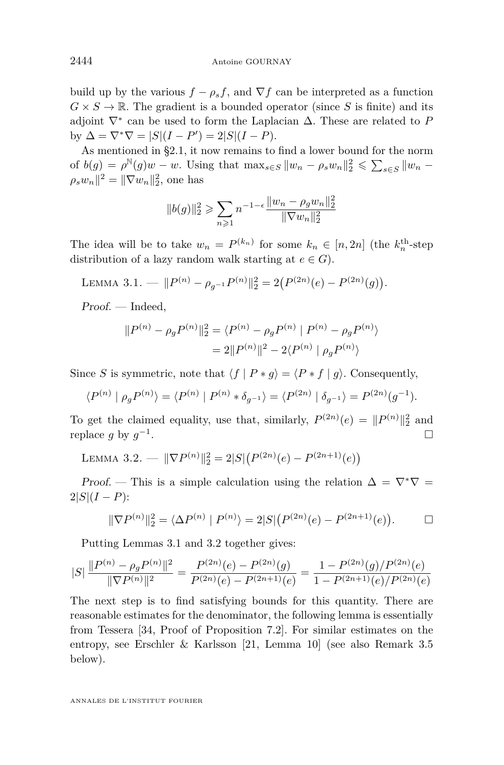build up by the various $f - \rho_s f$, and $\nabla f$ can be interpreted as a function $G \times S \to \mathbb{R}$. The gradient is a bounded operator (since $S$ is finite) and its adjoint $\nabla^*$ can be used to form the Laplacian $\Delta$. These are related to $P$ by $\Delta = \nabla^* \nabla = |S|(I - P') = 2|S|(I-P)$.

As mentioned in §2.1, it now remains to find a lower bound for the norm of $b(g) = \rho^{\mathbb{N}}(g)w - w$. Using that $\max_{s \in S} \|w_n - \rho_s w_n\|_2^2 \leqslant \sum_{s \in S} \|w_n - \rho_s w_n\|^2 = \|\nabla w_n\|_2^2$, one has

$$\|b(g)\|_2^2 \geqslant \sum_{n \geqslant 1} n^{-1-\epsilon} \frac{\|w_n - \rho_g w_n\|_2^2}{\|\nabla w_n\|_2^2}$$

The idea will be to take $w_n = P^{(k_n)}$ for some $k_n \in [n, 2n]$ (the $k_n^{\text{th}}$-step distribution of a lazy random walk starting at $e \in G$).

Lemma 3.1. — $\|P^{(n)} - \rho_{g^{-1}} P^{(n)}\|_2^2 = 2\big(P^{(2n)}(e) - P^{(2n)}(g)\big)$.

*Proof.* — Indeed,

$$\begin{aligned}\|P^{(n)} - \rho_g P^{(n)}\|_2^2 &= \langle P^{(n)} - \rho_g P^{(n)} \mid P^{(n)} - \rho_g P^{(n)} \rangle \\ &= 2\|P^{(n)}\|^2 - 2\langle P^{(n)} \mid \rho_g P^{(n)} \rangle\end{aligned}$$

Since $S$ is symmetric, note that $\langle f \mid P * g \rangle = \langle P * f \mid g \rangle$. Consequently,

$$\langle P^{(n)} \mid \rho_g P^{(n)} \rangle = \langle P^{(n)} \mid P^{(n)} * \delta_{g^{-1}} \rangle = \langle P^{(2n)} \mid \delta_{g^{-1}} \rangle = P^{(2n)}(g^{-1}).$$

To get the claimed equality, use that, similarly, $P^{(2n)}(e) = \|P^{(n)}\|_2^2$ and replace $g$ by $g^{-1}$. □

Lemma 3.2. — $\|\nabla P^{(n)}\|_2^2 = 2|S|\big(P^{(2n)}(e) - P^{(2n+1)}(e)\big)$

*Proof.* — This is a simple calculation using the relation $\Delta = \nabla^* \nabla = 2|S|(I-P)$:

$$\|\nabla P^{(n)}\|_2^2 = \langle \Delta P^{(n)} \mid P^{(n)} \rangle = 2|S|\big(P^{(2n)}(e) - P^{(2n+1)}(e)\big).$$

□

Putting Lemmas 3.1 and 3.2 together gives:

$$|S| \frac{\|P^{(n)} - \rho_g P^{(n)}\|^2}{\|\nabla P^{(n)}\|^2} = \frac{P^{(2n)}(e) - P^{(2n)}(g)}{P^{(2n)}(e) - P^{(2n+1)}(e)} = \frac{1 - P^{(2n)}(g)/P^{(2n)}(e)}{1 - P^{(2n+1)}(e)/P^{(2n)}(e)}$$

The next step is to find satisfying bounds for this quantity. There are reasonable estimates for the denominator, the following lemma is essentially from Tessera [34, Proof of Proposition 7.2]. For similar estimates on the entropy, see Erschler & Karlsson [21, Lemma 10] (see also Remark 3.5 below).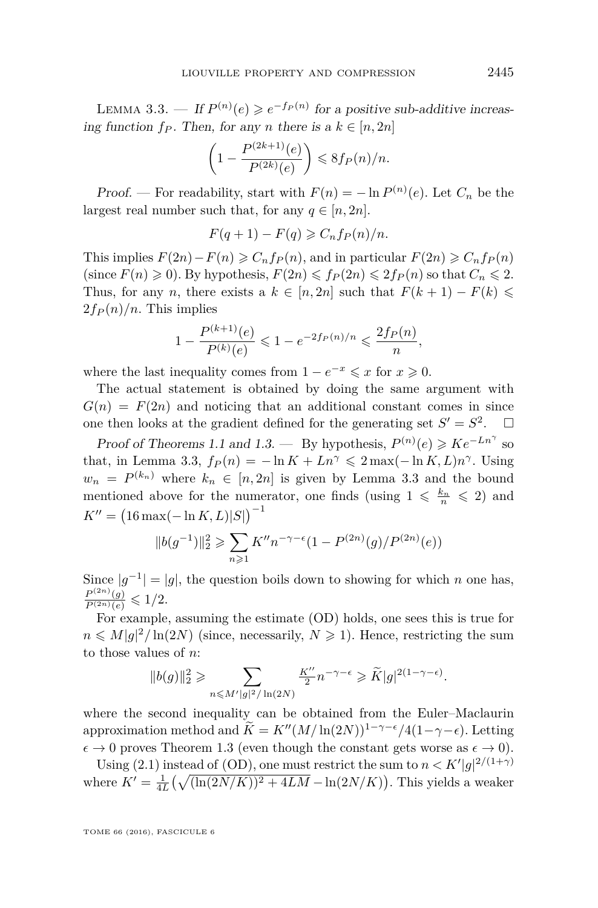*Lemma 3.3.* — *If $P^{(n)}(e) \geqslant e^{-f_P(n)}$ for a positive sub-additive increasing function $f_P$. Then, for any $n$ there is a $k \in [n, 2n]$*

$$\left(1 - \frac{P^{(2k+1)}(e)}{P^{(2k)}(e)}\right) \leqslant 8 f_P(n)/n.$$

*Proof.* — For readability, start with $F(n) = -\ln P^{(n)}(e)$. Let $C_n$ be the largest real number such that, for any $q \in [n, 2n]$.

$$F(q+1) - F(q) \geqslant C_n f_P(n)/n.$$

This implies $F(2n) - F(n) \geqslant C_n f_P(n)$, and in particular $F(2n) \geqslant C_n f_P(n)$ (since $F(n) \geqslant 0$). By hypothesis, $F(2n) \leqslant f_P(2n) \leqslant 2 f_P(n)$ so that $C_n \leqslant 2$. Thus, for any $n$, there exists a $k \in [n, 2n]$ such that $F(k+1) - F(k) \leqslant 2 f_P(n)/n$. This implies

$$1 - \frac{P^{(k+1)}(e)}{P^{(k)}(e)} \leqslant 1 - e^{-2f_P(n)/n} \leqslant \frac{2 f_P(n)}{n},$$

where the last inequality comes from $1 - e^{-x} \leqslant x$ for $x \geqslant 0$.

The actual statement is obtained by doing the same argument with $G(n) = F(2n)$ and noticing that an additional constant comes in since one then looks at the gradient defined for the generating set $S' = S^2$. $\square$

*Proof of Theorems 1.1 and 1.3.* — By hypothesis, $P^{(n)}(e) \geqslant K e^{-Ln^\gamma}$ so that, in Lemma 3.3, $f_P(n) = -\ln K + Ln^\gamma \leqslant 2\max(-\ln K, L) n^\gamma$. Using $w_n = P^{(k_n)}$ where $k_n \in [n, 2n]$ is given by Lemma 3.3 and the bound mentioned above for the numerator, one finds (using $1 \leqslant \frac{k_n}{n} \leqslant 2$) and $K'' = \left(16 \max(-\ln K, L)|S|\right)^{-1}$

$$\|b(g^{-1})\|_2^2 \geqslant \sum_{n \geqslant 1} K'' n^{-\gamma-\epsilon}(1 - P^{(2n)}(g)/P^{(2n)}(e))$$

Since $|g^{-1}| = |g|$, the question boils down to showing for which $n$ one has, $\frac{P^{(2n)}(g)}{P^{(2n)}(e)} \leqslant 1/2$.

For example, assuming the estimate (OD) holds, one sees this is true for $n \leqslant M|g|^2/\ln(2N)$ (since, necessarily, $N \geqslant 1$). Hence, restricting the sum to those values of $n$:

$$\|b(g)\|_2^2 \geqslant \sum_{n \leqslant M'|g|^2/\ln(2N)} \tfrac{K''}{2} n^{-\gamma-\epsilon} \geqslant \widetilde{K}|g|^{2(1-\gamma-\epsilon)}.$$

where the second inequality can be obtained from the Euler–Maclaurin approximation method and $\widetilde{K} = K''(M/\ln(2N))^{1-\gamma-\epsilon}/4(1-\gamma-\epsilon)$. Letting $\epsilon \to 0$ proves Theorem 1.3 (even though the constant gets worse as $\epsilon \to 0$).

Using (2.1) instead of (OD), one must restrict the sum to $n < K'|g|^{2/(1+\gamma)}$ where $K' = \frac{1}{4L}\left(\sqrt{(\ln(2N/K))^2 + 4LM} - \ln(2N/K)\right)$. This yields a weaker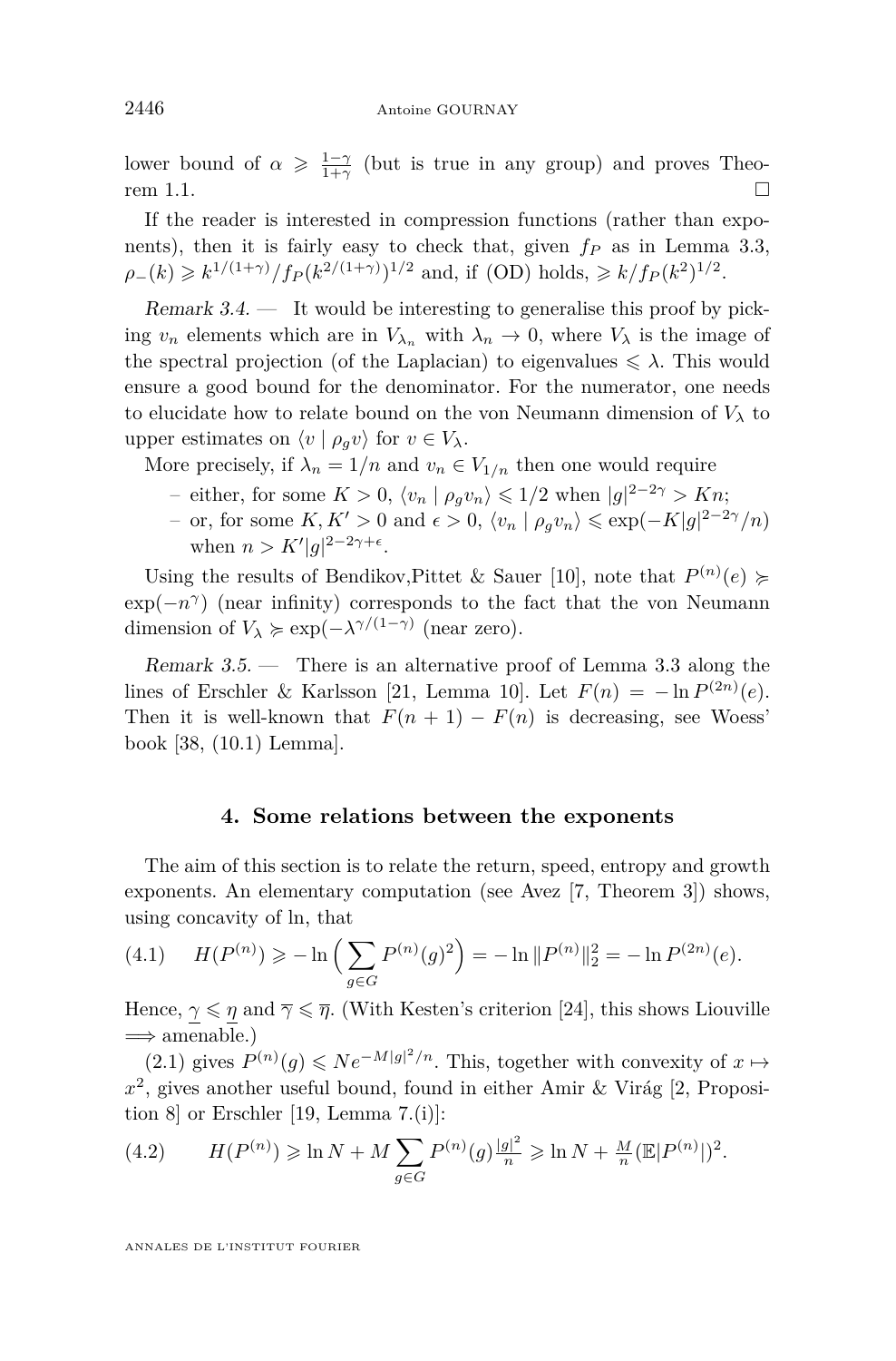lower bound of $\alpha \geqslant \frac{1-\gamma}{1+\gamma}$ (but is true in any group) and proves Theorem 1.1. □

If the reader is interested in compression functions (rather than exponents), then it is fairly easy to check that, given $f_P$ as in Lemma 3.3, $\rho_-(k) \geqslant k^{1/(1+\gamma)}/f_P(k^{2/(1+\gamma)})^{1/2}$ and, if (OD) holds, $\geqslant k/f_P(k^2)^{1/2}$.

*Remark 3.4.* — It would be interesting to generalise this proof by picking $v_n$ elements which are in $V_{\lambda_n}$ with $\lambda_n \to 0$, where $V_\lambda$ is the image of the spectral projection (of the Laplacian) to eigenvalues $\leqslant \lambda$. This would ensure a good bound for the denominator. For the numerator, one needs to elucidate how to relate bound on the von Neumann dimension of $V_\lambda$ to upper estimates on $\langle v \mid \rho_g v\rangle$ for $v \in V_\lambda$.

More precisely, if $\lambda_n = 1/n$ and $v_n \in V_{1/n}$ then one would require

- either, for some $K > 0$, $\langle v_n \mid \rho_g v_n\rangle \leqslant 1/2$ when $|g|^{2-2\gamma} > Kn$;
- or, for some $K, K' > 0$ and $\epsilon > 0$, $\langle v_n \mid \rho_g v_n\rangle \leqslant \exp(-K|g|^{2-2\gamma}/n)$ when $n > K'|g|^{2-2\gamma+\epsilon}$.

Using the results of Bendikov,Pittet & Sauer [10], note that $P^{(n)}(e) \succcurlyeq \exp(-n^\gamma)$ (near infinity) corresponds to the fact that the von Neumann dimension of $V_\lambda \succcurlyeq \exp(-\lambda^{\gamma/(1-\gamma)}$ (near zero).

*Remark 3.5.* — There is an alternative proof of Lemma 3.3 along the lines of Erschler & Karlsson [21, Lemma 10]. Let $F(n) = -\ln P^{(2n)}(e)$. Then it is well-known that $F(n+1) - F(n)$ is decreasing, see Woess' book [38, (10.1) Lemma].

## 4. Some relations between the exponents

The aim of this section is to relate the return, speed, entropy and growth exponents. An elementary computation (see Avez [7, Theorem 3]) shows, using concavity of ln, that

$$H(P^{(n)}) \geqslant -\ln\Big(\sum_{g\in G} P^{(n)}(g)^2\Big) = -\ln \|P^{(n)}\|_2^2 = -\ln P^{(2n)}(e). \tag{4.1}$$

Hence, $\underline{\gamma} \leqslant \underline{\eta}$ and $\overline{\gamma} \leqslant \overline{\eta}$. (With Kesten's criterion [24], this shows Liouville $\implies$ amenable.)

(2.1) gives $P^{(n)}(g) \leqslant Ne^{-M|g|^2/n}$. This, together with convexity of $x \mapsto x^2$, gives another useful bound, found in either Amir & Virág [2, Proposition 8] or Erschler [19, Lemma 7.(i)]:

$$H(P^{(n)}) \geqslant \ln N + M \sum_{g\in G} P^{(n)}(g)\tfrac{|g|^2}{n} \geqslant \ln N + \tfrac{M}{n}(\mathbb{E}|P^{(n)}|)^2. \tag{4.2}$$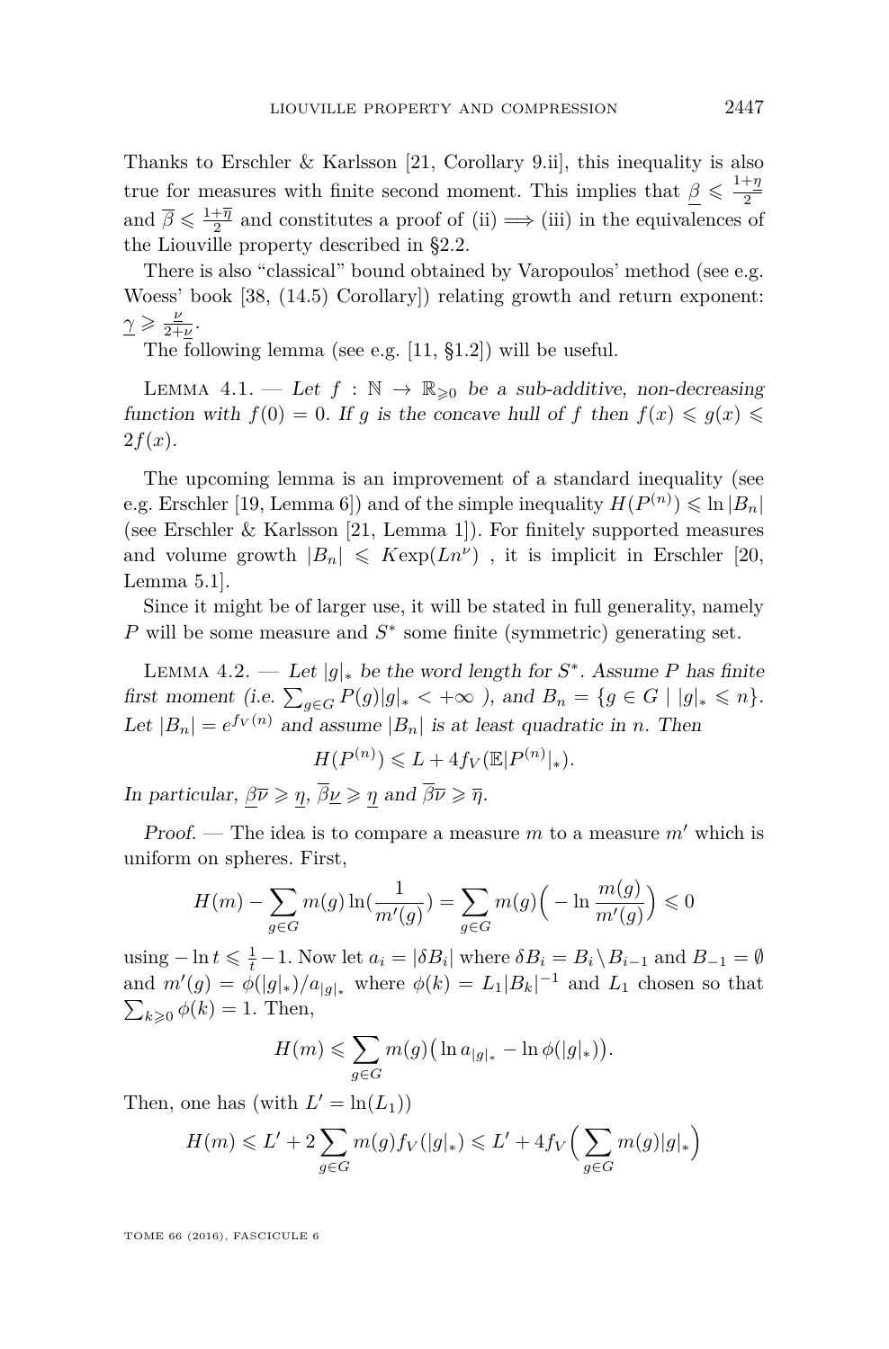Thanks to Erschler & Karlsson [21, Corollary 9.ii], this inequality is also true for measures with finite second moment. This implies that $\underline{\beta} \leqslant \frac{1+\underline{\eta}}{2}$ and $\overline{\beta} \leqslant \frac{1+\overline{\eta}}{2}$ and constitutes a proof of (ii) $\Longrightarrow$ (iii) in the equivalences of the Liouville property described in §2.2.

There is also "classical" bound obtained by Varopoulos' method (see e.g. Woess' book [38, (14.5) Corollary]) relating growth and return exponent: $\underline{\gamma} \geqslant \frac{\nu}{2+\nu}$.

The following lemma (see e.g. [11, §1.2]) will be useful.

Lemma 4.1. — *Let $f : \mathbb{N} \to \mathbb{R}_{\geqslant 0}$ be a sub-additive, non-decreasing function with $f(0) = 0$. If $g$ is the concave hull of $f$ then $f(x) \leqslant g(x) \leqslant 2f(x)$.*

The upcoming lemma is an improvement of a standard inequality (see e.g. Erschler [19, Lemma 6]) and of the simple inequality $H(P^{(n)}) \leqslant \ln |B_n|$ (see Erschler & Karlsson [21, Lemma 1]). For finitely supported measures and volume growth $|B_n| \leqslant K\exp(Ln^\nu)$ , it is implicit in Erschler [20, Lemma 5.1].

Since it might be of larger use, it will be stated in full generality, namely $P$ will be some measure and $S^*$ some finite (symmetric) generating set.

Lemma 4.2. — *Let $|g|_*$ be the word length for $S^*$. Assume $P$ has finite first moment (i.e. $\sum_{g\in G} P(g)|g|_* < +\infty$ ), and $B_n = \{g \in G \mid |g|_* \leqslant n\}$. Let $|B_n| = e^{f_V(n)}$ and assume $|B_n|$ is at least quadratic in $n$. Then*

$$H(P^{(n)}) \leqslant L + 4f_V(\mathbb{E}|P^{(n)}|_*).$$

*In particular, $\underline{\beta}\overline{\nu} \geqslant \underline{\eta}$, $\overline{\beta}\underline{\nu} \geqslant \underline{\eta}$ and $\overline{\beta}\overline{\nu} \geqslant \overline{\eta}$.*

*Proof.* — The idea is to compare a measure $m$ to a measure $m'$ which is uniform on spheres. First,

$$H(m) - \sum_{g\in G} m(g) \ln(\frac{1}{m'(g)}) = \sum_{g\in G} m(g)\Big(-\ln \frac{m(g)}{m'(g)}\Big) \leqslant 0$$

using $-\ln t \leqslant \frac{1}{t} - 1$. Now let $a_i = |\delta B_i|$ where $\delta B_i = B_i \setminus B_{i-1}$ and $B_{-1} = \emptyset$ and $m'(g) = \phi(|g|_*)/a_{|g|_*}$ where $\phi(k) = L_1|B_k|^{-1}$ and $L_1$ chosen so that $\sum_{k\geqslant 0} \phi(k) = 1$. Then,

$$H(m) \leqslant \sum_{g\in G} m(g)\big(\ln a_{|g|_*} - \ln \phi(|g|_*)\big).$$

Then, one has (with $L' = \ln(L_1)$)

$$H(m) \leqslant L' + 2\sum_{g\in G} m(g) f_V(|g|_*) \leqslant L' + 4f_V\Big(\sum_{g\in G} m(g)|g|_*\Big)$$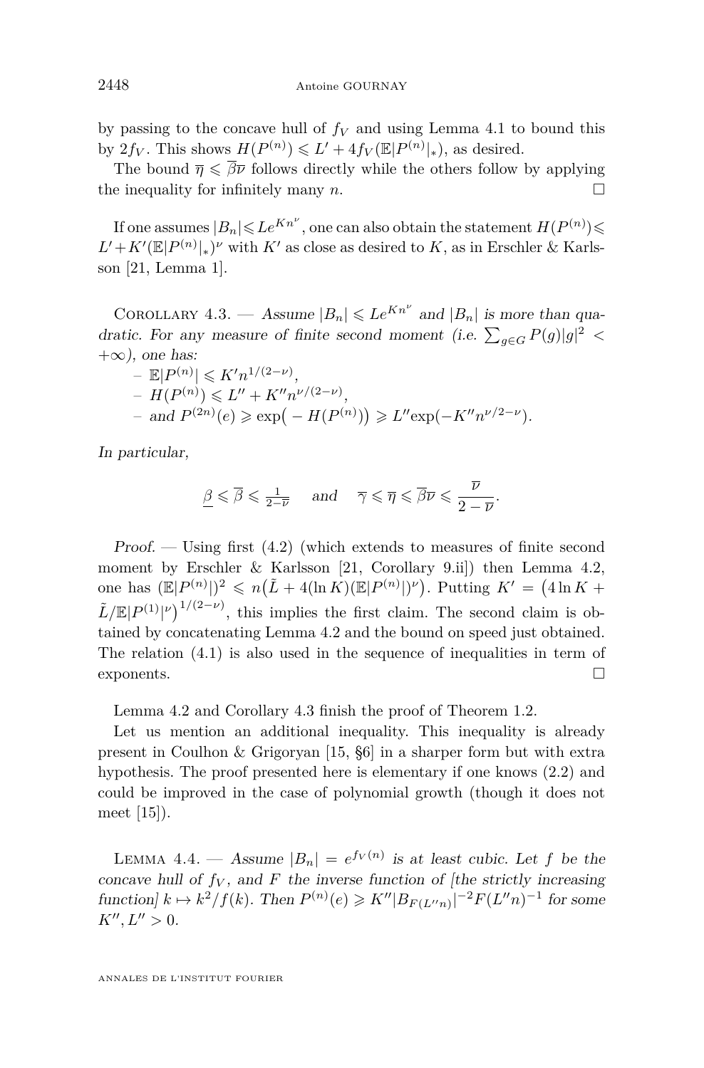by passing to the concave hull of $f_V$ and using Lemma 4.1 to bound this by $2f_V$. This shows $H(P^{(n)}) \leqslant L' + 4 f_V(\mathbb{E}|P^{(n)}|_*)$, as desired.

The bound $\overline{\eta} \leqslant \overline{\beta}\overline{\nu}$ follows directly while the others follow by applying the inequality for infinitely many $n$. □

If one assumes $|B_n| \leqslant L e^{K n^\nu}$, one can also obtain the statement $H(P^{(n)}) \leqslant L' + K'(\mathbb{E}|P^{(n)}|_*)^\nu$ with $K'$ as close as desired to $K$, as in Erschler & Karlsson [21, Lemma 1].

Corollary 4.3. — *Assume $|B_n| \leqslant L e^{K n^\nu}$ and $|B_n|$ is more than quadratic. For any measure of finite second moment (i.e. $\sum_{g \in G} P(g)|g|^2 < +\infty$), one has:*

- $\mathbb{E}|P^{(n)}| \leqslant K' n^{1/(2-\nu)}$,
- $H(P^{(n)}) \leqslant L'' + K'' n^{\nu/(2-\nu)}$,
- *and* $P^{(2n)}(e) \geqslant \exp\big(-H(P^{(n)})\big) \geqslant L'' \exp(-K'' n^{\nu/2-\nu})$.

*In particular,*

$$\underline{\beta} \leqslant \overline{\beta} \leqslant \tfrac{1}{2-\overline{\nu}} \quad \text{and} \quad \overline{\gamma} \leqslant \overline{\eta} \leqslant \overline{\beta}\overline{\nu} \leqslant \frac{\overline{\nu}}{2-\overline{\nu}}.$$

*Proof.* — Using first (4.2) (which extends to measures of finite second moment by Erschler & Karlsson [21, Corollary 9.ii]) then Lemma 4.2, one has $(\mathbb{E}|P^{(n)}|)^2 \leqslant n\big(\tilde{L} + 4(\ln K)(\mathbb{E}|P^{(n)}|)^\nu\big)$. Putting $K' = \big(4\ln K + \tilde{L}/\mathbb{E}|P^{(1)}|^\nu\big)^{1/(2-\nu)}$, this implies the first claim. The second claim is obtained by concatenating Lemma 4.2 and the bound on speed just obtained. The relation (4.1) is also used in the sequence of inequalities in term of exponents. □

Lemma 4.2 and Corollary 4.3 finish the proof of Theorem 1.2.

Let us mention an additional inequality. This inequality is already present in Coulhon & Grigoryan [15, §6] in a sharper form but with extra hypothesis. The proof presented here is elementary if one knows (2.2) and could be improved in the case of polynomial growth (though it does not meet [15]).

Lemma 4.4. — *Assume $|B_n| = e^{f_V(n)}$ is at least cubic. Let $f$ be the concave hull of $f_V$, and $F$ the inverse function of [the strictly increasing function] $k \mapsto k^2/f(k)$. Then $P^{(n)}(e) \geqslant K''|B_{F(L''n)}|^{-2} F(L''n)^{-1}$ for some $K'', L'' > 0$.*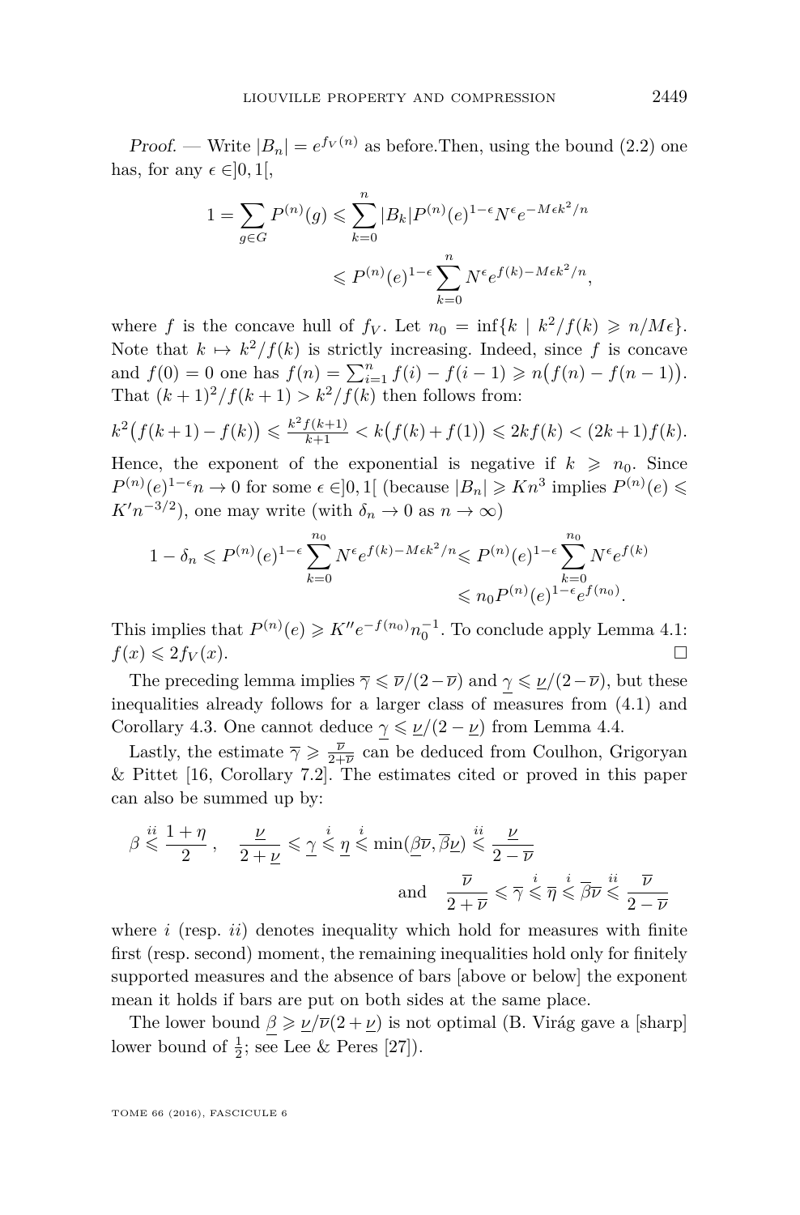*Proof.* — Write $|B_n| = e^{f_V(n)}$ as before.Then, using the bound (2.2) one has, for any $\epsilon \in ]0,1[$,

$$1 = \sum_{g \in G} P^{(n)}(g) \leqslant \sum_{k=0}^{n} |B_k| P^{(n)}(e)^{1-\epsilon} N^{\epsilon} e^{-M\epsilon k^2/n}$$

$$\leqslant P^{(n)}(e)^{1-\epsilon} \sum_{k=0}^{n} N^{\epsilon} e^{f(k) - M\epsilon k^2/n},$$

where $f$ is the concave hull of $f_V$. Let $n_0 = \inf\{k \mid k^2/f(k) \geqslant n/M\epsilon\}$. Note that $k \mapsto k^2/f(k)$ is strictly increasing. Indeed, since $f$ is concave and $f(0) = 0$ one has $f(n) = \sum_{i=1}^{n} f(i) - f(i-1) \geqslant n\big(f(n) - f(n-1)\big)$. That $(k+1)^2/f(k+1) > k^2/f(k)$ then follows from:

$$k^2\big(f(k+1) - f(k)\big) \leqslant \tfrac{k^2 f(k+1)}{k+1} < k\big(f(k) + f(1)\big) \leqslant 2kf(k) < (2k+1)f(k).$$

Hence, the exponent of the exponential is negative if $k \geqslant n_0$. Since $P^{(n)}(e)^{1-\epsilon} n \to 0$ for some $\epsilon \in ]0,1[$ (because $|B_n| \geqslant Kn^3$ implies $P^{(n)}(e) \leqslant K' n^{-3/2}$), one may write (with $\delta_n \to 0$ as $n \to \infty$)

$$1 - \delta_n \leqslant P^{(n)}(e)^{1-\epsilon} \sum_{k=0}^{n_0} N^{\epsilon} e^{f(k) - M\epsilon k^2/n} \leqslant P^{(n)}(e)^{1-\epsilon} \sum_{k=0}^{n_0} N^{\epsilon} e^{f(k)}$$

$$\leqslant n_0 P^{(n)}(e)^{1-\epsilon} e^{f(n_0)}.$$

This implies that $P^{(n)}(e) \geqslant K'' e^{-f(n_0)} n_0^{-1}$. To conclude apply Lemma 4.1: $f(x) \leqslant 2f_V(x)$. □

The preceding lemma implies $\overline{\gamma} \leqslant \overline{\nu}/(2-\overline{\nu})$ and $\underline{\gamma} \leqslant \underline{\nu}/(2-\overline{\nu})$, but these inequalities already follows for a larger class of measures from (4.1) and Corollary 4.3. One cannot deduce $\underline{\gamma} \leqslant \underline{\nu}/(2-\underline{\nu})$ from Lemma 4.4.

Lastly, the estimate $\overline{\gamma} \geqslant \frac{\overline{\nu}}{2+\overline{\nu}}$ can be deduced from Coulhon, Grigoryan & Pittet [16, Corollary 7.2]. The estimates cited or proved in this paper can also be summed up by:

$$\beta \overset{ii}{\leqslant} \frac{1+\eta}{2}, \quad \frac{\nu}{2+\underline{\nu}} \leqslant \underline{\gamma} \overset{i}{\leqslant} \underline{\eta} \overset{i}{\leqslant} \min(\underline{\beta}\overline{\nu}, \overline{\beta}\underline{\nu}) \overset{ii}{\leqslant} \frac{\nu}{2-\overline{\nu}}$$

$$\text{and} \quad \frac{\overline{\nu}}{2+\overline{\nu}} \leqslant \overline{\gamma} \overset{i}{\leqslant} \overline{\eta} \overset{i}{\leqslant} \overline{\beta}\overline{\nu} \overset{ii}{\leqslant} \frac{\overline{\nu}}{2-\overline{\nu}}$$

where $i$ (resp. $ii$) denotes inequality which hold for measures with finite first (resp. second) moment, the remaining inequalities hold only for finitely supported measures and the absence of bars [above or below] the exponent mean it holds if bars are put on both sides at the same place.

The lower bound $\underline{\beta} \geqslant \underline{\nu}/\overline{\nu}(2+\underline{\nu})$ is not optimal (B. Virág gave a [sharp] lower bound of $\frac{1}{2}$; see Lee & Peres [27]).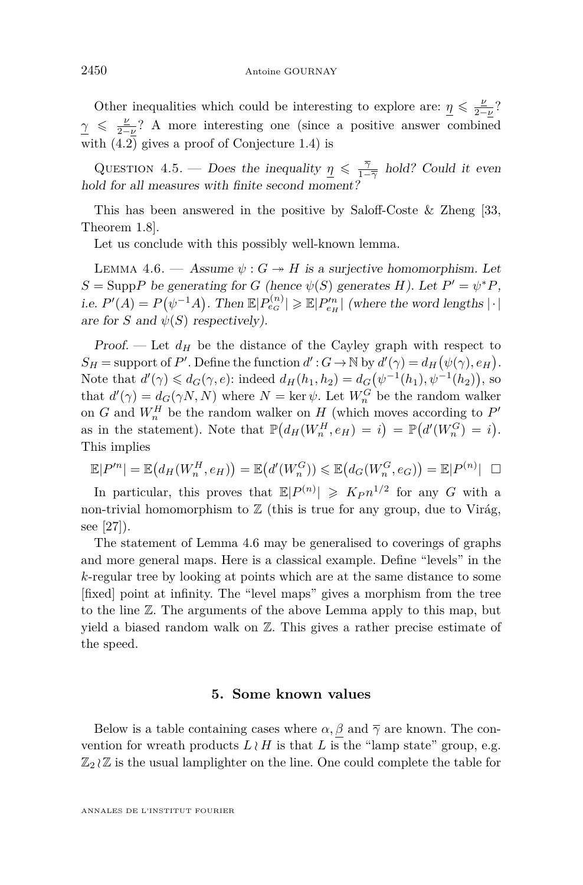Other inequalities which could be interesting to explore are: $\underline{\eta} \leqslant \frac{\underline{\nu}}{2-\underline{\nu}}$? $\underline{\gamma} \leqslant \frac{\underline{\nu}}{2-\underline{\nu}}$? A more interesting one (since a positive answer combined with (4.2) gives a proof of Conjecture 1.4) is

Question 4.5. — *Does the inequality $\underline{\eta} \leqslant \frac{\overline{\gamma}}{1-\overline{\gamma}}$ hold? Could it even hold for all measures with finite second moment?*

This has been answered in the positive by Saloff-Coste & Zheng [33, Theorem 1.8].

Let us conclude with this possibly well-known lemma.

Lemma 4.6. — *Assume $\psi : G \twoheadrightarrow H$ is a surjective homomorphism. Let $S = \operatorname{Supp} P$ be generating for $G$ (hence $\psi(S)$ generates $H$). Let $P' = \psi^* P$, i.e. $P'(A) = P\big(\psi^{-1}A\big)$. Then $\mathbb{E}|P^{(n)}_{e_G}| \geqslant \mathbb{E}|P'^{n}_{e_H}|$ (where the word lengths $|\cdot|$ are for $S$ and $\psi(S)$ respectively).*

*Proof.* — Let $d_H$ be the distance of the Cayley graph with respect to $S_H =$ support of $P'$. Define the function $d' : G \to \mathbb{N}$ by $d'(\gamma) = d_H\big(\psi(\gamma), e_H\big)$. Note that $d'(\gamma) \leqslant d_G(\gamma, e)$: indeed $d_H(h_1, h_2) = d_G\big(\psi^{-1}(h_1), \psi^{-1}(h_2)\big)$, so that $d'(\gamma) = d_G(\gamma N, N)$ where $N = \ker \psi$. Let $W^G_n$ be the random walker on $G$ and $W^H_n$ be the random walker on $H$ (which moves according to $P'$ as in the statement). Note that $\mathbb{P}\big(d_H(W^H_n, e_H) = i\big) = \mathbb{P}\big(d'(W^G_n) = i\big)$. This implies

$$\mathbb{E}|P'^{n}| = \mathbb{E}\big(d_H(W^H_n, e_H)\big) = \mathbb{E}\big(d'(W^G_n)\big) \leqslant \mathbb{E}\big(d_G(W^G_n, e_G)\big) = \mathbb{E}|P^{(n)}| \quad \square$$

In particular, this proves that $\mathbb{E}|P^{(n)}| \geqslant K_P n^{1/2}$ for any $G$ with a non-trivial homomorphism to $\mathbb{Z}$ (this is true for any group, due to Virág, see [27]).

The statement of Lemma 4.6 may be generalised to coverings of graphs and more general maps. Here is a classical example. Define "levels" in the $k$-regular tree by looking at points which are at the same distance to some [fixed] point at infinity. The "level maps" gives a morphism from the tree to the line $\mathbb{Z}$. The arguments of the above Lemma apply to this map, but yield a biased random walk on $\mathbb{Z}$. This gives a rather precise estimate of the speed.

## 5. Some known values

Below is a table containing cases where $\alpha, \underline{\beta}$ and $\overline{\gamma}$ are known. The convention for wreath products $L \wr H$ is that $L$ is the "lamp state" group, e.g. $\mathbb{Z}_2 \wr \mathbb{Z}$ is the usual lamplighter on the line. One could complete the table for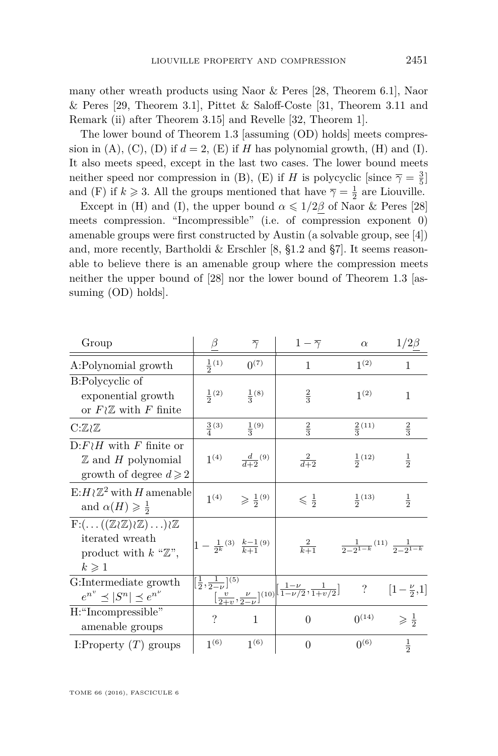many other wreath products using Naor & Peres [28, Theorem 6.1], Naor & Peres [29, Theorem 3.1], Pittet & Saloff-Coste [31, Theorem 3.11 and Remark (ii) after Theorem 3.15] and Revelle [32, Theorem 1].

The lower bound of Theorem 1.3 [assuming (OD) holds] meets compression in (A), (C), (D) if $d = 2$, (E) if $H$ has polynomial growth, (H) and (I). It also meets speed, except in the last two cases. The lower bound meets neither speed nor compression in (B), (E) if $H$ is polycyclic [since $\overline{\gamma} = \frac{3}{5}$] and (F) if $k \geqslant 3$. All the groups mentioned that have $\overline{\gamma} = \frac{1}{2}$ are Liouville.

Except in (H) and (I), the upper bound $\alpha \leqslant 1/2\underline{\beta}$ of Naor & Peres [28] meets compression. "Incompressible" (i.e. of compression exponent 0) amenable groups were first constructed by Austin (a solvable group, see [4]) and, more recently, Bartholdi & Erschler [8, §1.2 and §7]. It seems reasonable to believe there is an amenable group where the compression meets neither the upper bound of [28] nor the lower bound of Theorem 1.3 [assuming (OD) holds].

| Group | $\underline{\beta}$ | $\overline{\gamma}$ | $1-\overline{\gamma}$ | $\alpha$ | $1/2\underline{\beta}$ |
|---|---|---|---|---|---|
| A:Polynomial growth | $\frac{1}{2}$ (1) | $0$ (7) | $1$ | $1$ (2) | $1$ |
| B:Polycyclic of exponential growth or $F \wr \mathbb{Z}$ with $F$ finite | $\frac{1}{2}$ (2) | $\frac{1}{3}$ (8) | $\frac{2}{3}$ | $1$ (2) | $1$ |
| C:$\mathbb{Z} \wr \mathbb{Z}$ | $\frac{3}{4}$ (3) | $\frac{1}{3}$ (9) | $\frac{2}{3}$ | $\frac{2}{3}$ (11) | $\frac{2}{3}$ |
| D:$F \wr H$ with $F$ finite or $\mathbb{Z}$ and $H$ polynomial growth of degree $d \geqslant 2$ | $1$ (4) | $\frac{d}{d+2}$ (9) | $\frac{2}{d+2}$ | $\frac{1}{2}$ (12) | $\frac{1}{2}$ |
| E:$H \wr \mathbb{Z}^2$ with $H$ amenable and $\alpha(H) \geqslant \frac{1}{2}$ | $1$ (4) | $\geqslant \frac{1}{2}$ (9) | $\leqslant \frac{1}{2}$ | $\frac{1}{2}$ (13) | $\frac{1}{2}$ |
| F:$(\ldots((\mathbb{Z} \wr \mathbb{Z}) \wr \mathbb{Z}) \ldots) \wr \mathbb{Z}$ iterated wreath product with $k$ "$\mathbb{Z}$", $k \geqslant 1$ | $1 - \frac{1}{2^k}$ (3) | $\frac{k-1}{k+1}$ (9) | $\frac{2}{k+1}$ | $\frac{1}{2-2^{1-k}}$ (11) | $\frac{1}{2-2^{1-k}}$ |
| G:Intermediate growth $e^{n^v} \preceq \lvert S^n \rvert \preceq e^{n^\nu}$ | $[\frac{1}{2}, \frac{1}{2-\nu}]$ (5) | $[\frac{v}{2+v}, \frac{\nu}{2-\nu}]$ (10) | $[\frac{1-\nu}{1-\nu/2}, \frac{1}{1+v/2}]$ | ? | $[1-\frac{\nu}{2}, 1]$ |
| H:"Incompressible" amenable groups | ? | $1$ | $0$ | $0$ (14) | $\geqslant \frac{1}{2}$ |
| I:Property $(T)$ groups | $1$ (6) | $1$ (6) | $0$ | $0$ (6) | $\frac{1}{2}$ |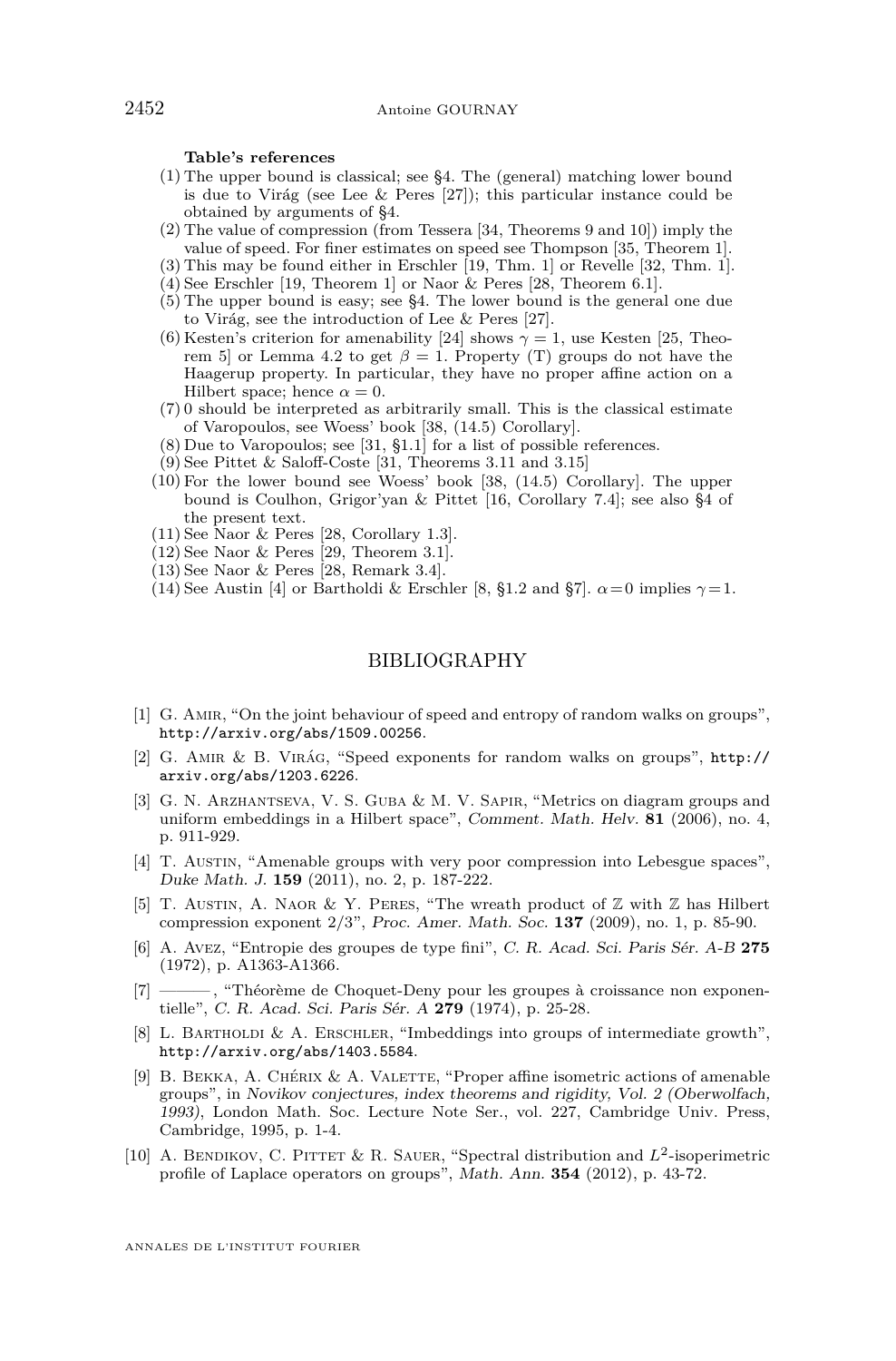**Table's references**

(1) The upper bound is classical; see §4. The (general) matching lower bound is due to Virág (see Lee & Peres [27]); this particular instance could be obtained by arguments of §4.
(2) The value of compression (from Tessera [34, Theorems 9 and 10]) imply the value of speed. For finer estimates on speed see Thompson [35, Theorem 1].
(3) This may be found either in Erschler [19, Thm. 1] or Revelle [32, Thm. 1].
(4) See Erschler [19, Theorem 1] or Naor & Peres [28, Theorem 6.1].
(5) The upper bound is easy; see §4. The lower bound is the general one due to Virág, see the introduction of Lee & Peres [27].
(6) Kesten's criterion for amenability [24] shows $\gamma = 1$, use Kesten [25, Theorem 5] or Lemma 4.2 to get $\beta = 1$. Property (T) groups do not have the Haagerup property. In particular, they have no proper affine action on a Hilbert space; hence $\alpha = 0$.
(7) 0 should be interpreted as arbitrarily small. This is the classical estimate of Varopoulos, see Woess' book [38, (14.5) Corollary].
(8) Due to Varopoulos; see [31, §1.1] for a list of possible references.
(9) See Pittet & Saloff-Coste [31, Theorems 3.11 and 3.15]
(10) For the lower bound see Woess' book [38, (14.5) Corollary]. The upper bound is Coulhon, Grigor'yan & Pittet [16, Corollary 7.4]; see also §4 of the present text.
(11) See Naor & Peres [28, Corollary 1.3].
(12) See Naor & Peres [29, Theorem 3.1].
(13) See Naor & Peres [28, Remark 3.4].
(14) See Austin [4] or Bartholdi & Erschler [8, §1.2 and §7]. $\alpha=0$ implies $\gamma=1$.

## BIBLIOGRAPHY

[1] G. Amir, "On the joint behaviour of speed and entropy of random walks on groups", http://arxiv.org/abs/1509.00256.

[2] G. Amir & B. Virág, "Speed exponents for random walks on groups", http://arxiv.org/abs/1203.6226.

[3] G. N. Arzhantseva, V. S. Guba & M. V. Sapir, "Metrics on diagram groups and uniform embeddings in a Hilbert space", *Comment. Math. Helv.* **81** (2006), no. 4, p. 911-929.

[4] T. Austin, "Amenable groups with very poor compression into Lebesgue spaces", *Duke Math. J.* **159** (2011), no. 2, p. 187-222.

[5] T. Austin, A. Naor & Y. Peres, "The wreath product of $\mathbb{Z}$ with $\mathbb{Z}$ has Hilbert compression exponent 2/3", *Proc. Amer. Math. Soc.* **137** (2009), no. 1, p. 85-90.

[6] A. Avez, "Entropie des groupes de type fini", *C. R. Acad. Sci. Paris Sér. A-B* **275** (1972), p. A1363-A1366.

[7] ———, "Théorème de Choquet-Deny pour les groupes à croissance non exponentielle", *C. R. Acad. Sci. Paris Sér. A* **279** (1974), p. 25-28.

[8] L. Bartholdi & A. Erschler, "Imbeddings into groups of intermediate growth", http://arxiv.org/abs/1403.5584.

[9] B. Bekka, A. Chérix & A. Valette, "Proper affine isometric actions of amenable groups", in *Novikov conjectures, index theorems and rigidity, Vol. 2 (Oberwolfach, 1993)*, London Math. Soc. Lecture Note Ser., vol. 227, Cambridge Univ. Press, Cambridge, 1995, p. 1-4.

[10] A. Bendikov, C. Pittet & R. Sauer, "Spectral distribution and $L^2$-isoperimetric profile of Laplace operators on groups", *Math. Ann.* **354** (2012), p. 43-72.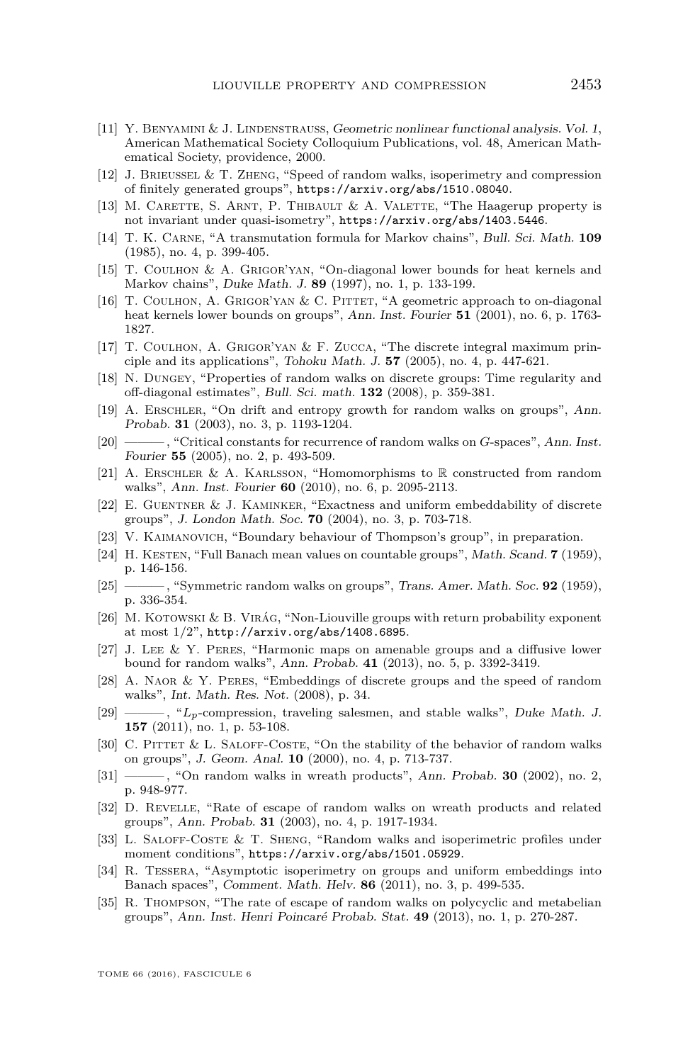[11] Y. Benyamini & J. Lindenstrauss, *Geometric nonlinear functional analysis. Vol. 1*, American Mathematical Society Colloquium Publications, vol. 48, American Mathematical Society, providence, 2000.

[12] J. Brieussel & T. Zheng, "Speed of random walks, isoperimetry and compression of finitely generated groups", https://arxiv.org/abs/1510.08040.

[13] M. Carette, S. Arnt, P. Thibault & A. Valette, "The Haagerup property is not invariant under quasi-isometry", https://arxiv.org/abs/1403.5446.

[14] T. K. Carne, "A transmutation formula for Markov chains", *Bull. Sci. Math.* **109** (1985), no. 4, p. 399-405.

[15] T. Coulhon & A. Grigor'yan, "On-diagonal lower bounds for heat kernels and Markov chains", *Duke Math. J.* **89** (1997), no. 1, p. 133-199.

[16] T. Coulhon, A. Grigor'yan & C. Pittet, "A geometric approach to on-diagonal heat kernels lower bounds on groups", *Ann. Inst. Fourier* **51** (2001), no. 6, p. 1763-1827.

[17] T. Coulhon, A. Grigor'yan & F. Zucca, "The discrete integral maximum principle and its applications", *Tohoku Math. J.* **57** (2005), no. 4, p. 447-621.

[18] N. Dungey, "Properties of random walks on discrete groups: Time regularity and off-diagonal estimates", *Bull. Sci. math.* **132** (2008), p. 359-381.

[19] A. Erschler, "On drift and entropy growth for random walks on groups", *Ann. Probab.* **31** (2003), no. 3, p. 1193-1204.

[20] ———, "Critical constants for recurrence of random walks on $G$-spaces", *Ann. Inst. Fourier* **55** (2005), no. 2, p. 493-509.

[21] A. Erschler & A. Karlsson, "Homomorphisms to $\mathbb{R}$ constructed from random walks", *Ann. Inst. Fourier* **60** (2010), no. 6, p. 2095-2113.

[22] E. Guentner & J. Kaminker, "Exactness and uniform embeddability of discrete groups", *J. London Math. Soc.* **70** (2004), no. 3, p. 703-718.

[23] V. Kaimanovich, "Boundary behaviour of Thompson's group", in preparation.

[24] H. Kesten, "Full Banach mean values on countable groups", *Math. Scand.* **7** (1959), p. 146-156.

[25] ———, "Symmetric random walks on groups", *Trans. Amer. Math. Soc.* **92** (1959), p. 336-354.

[26] M. Kotowski & B. Virág, "Non-Liouville groups with return probability exponent at most $1/2$", http://arxiv.org/abs/1408.6895.

[27] J. Lee & Y. Peres, "Harmonic maps on amenable groups and a diffusive lower bound for random walks", *Ann. Probab.* **41** (2013), no. 5, p. 3392-3419.

[28] A. Naor & Y. Peres, "Embeddings of discrete groups and the speed of random walks", *Int. Math. Res. Not.* (2008), p. 34.

[29] ———, "$L_p$-compression, traveling salesmen, and stable walks", *Duke Math. J.* **157** (2011), no. 1, p. 53-108.

[30] C. Pittet & L. Saloff-Coste, "On the stability of the behavior of random walks on groups", *J. Geom. Anal.* **10** (2000), no. 4, p. 713-737.

[31] ———, "On random walks in wreath products", *Ann. Probab.* **30** (2002), no. 2, p. 948-977.

[32] D. Revelle, "Rate of escape of random walks on wreath products and related groups", *Ann. Probab.* **31** (2003), no. 4, p. 1917-1934.

[33] L. Saloff-Coste & T. Sheng, "Random walks and isoperimetric profiles under moment conditions", https://arxiv.org/abs/1501.05929.

[34] R. Tessera, "Asymptotic isoperimetry on groups and uniform embeddings into Banach spaces", *Comment. Math. Helv.* **86** (2011), no. 3, p. 499-535.

[35] R. Thompson, "The rate of escape of random walks on polycyclic and metabelian groups", *Ann. Inst. Henri Poincaré Probab. Stat.* **49** (2013), no. 1, p. 270-287.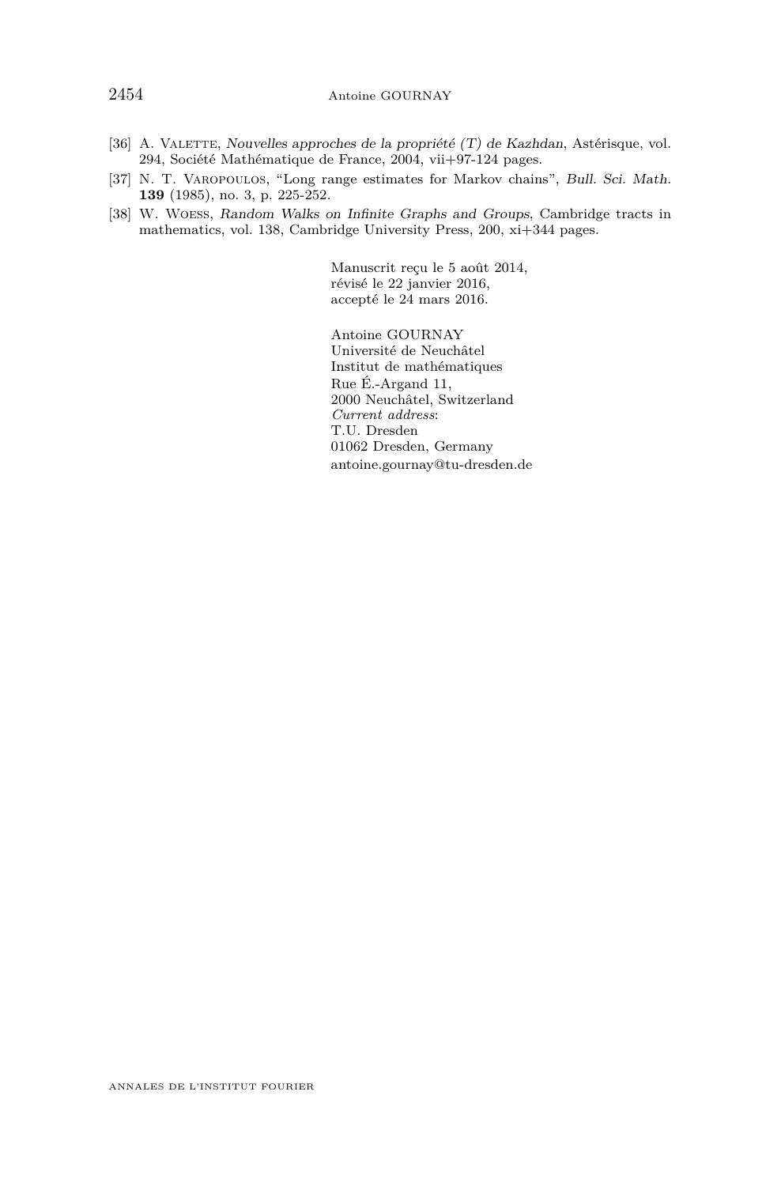[36] A. Valette, *Nouvelles approches de la propriété (T) de Kazhdan*, Astérisque, vol. 294, Société Mathématique de France, 2004, vii+97-124 pages.

[37] N. T. Varopoulos, "Long range estimates for Markov chains", *Bull. Sci. Math.* **139** (1985), no. 3, p. 225-252.

[38] W. Woess, *Random Walks on Infinite Graphs and Groups*, Cambridge tracts in mathematics, vol. 138, Cambridge University Press, 200, xi+344 pages.

Manuscrit reçu le 5 août 2014,
révisé le 22 janvier 2016,
accepté le 24 mars 2016.

Antoine GOURNAY
Université de Neuchâtel
Institut de mathématiques
Rue É.-Argand 11,
2000 Neuchâtel, Switzerland
*Current address*:
T.U. Dresden
01062 Dresden, Germany
antoine.gournay@tu-dresden.de